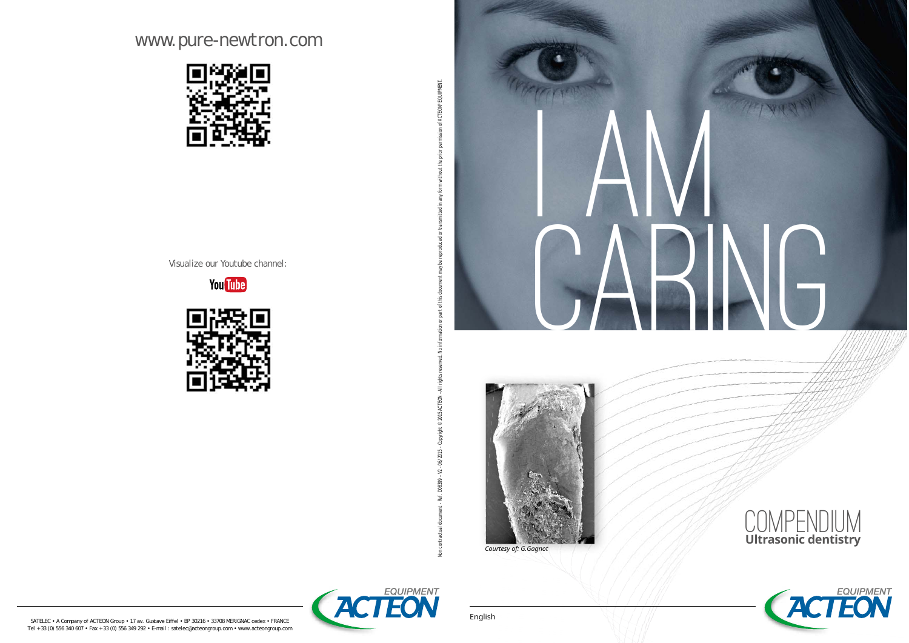www.pure-newtron.com

Visualize our Youtube channel:

SATELEC • A Company of ACTEON Group • 17 av. Gustave Eiffel • BP 30216 • 33708 MERIGNAC cedex • FRANCE
Tel +33 (0) 556 340 607 • Fax +33 (0) 556 349 292 • E-mail : satelec@acteongroup.com • www.acteongroup.com

Non contractual document - Ref. D08399 - V2 - 06/2015 - Copyright © 2015 ACTEON - All rights reserved. No information or part of this document may be reproduced or transmitted in any form without the prior permission of ACTEON® EQUIPMENT.

# I AM CARING

*Courtesy of: G.Gagnot*

# COMPENDIUM
**Ultrasonic dentistry**

English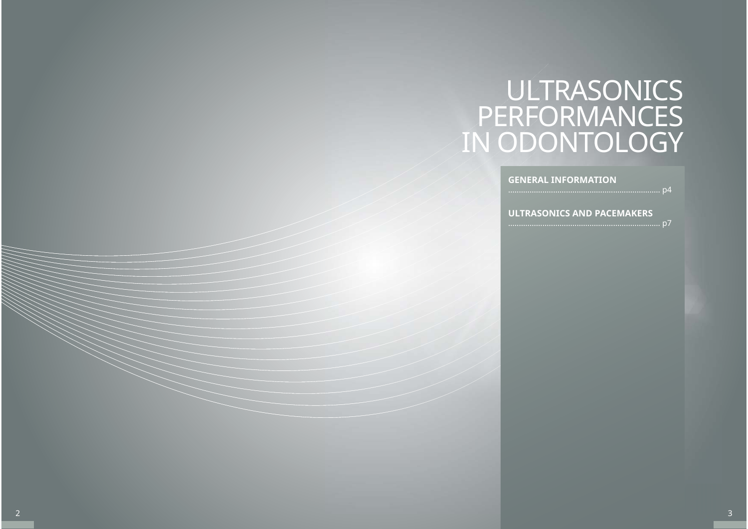# ULTRASONICS PERFORMANCES IN ODONTOLOGY

**GENERAL INFORMATION**
........................................................................ p4

**ULTRASONICS AND PACEMAKERS**
........................................................................ p7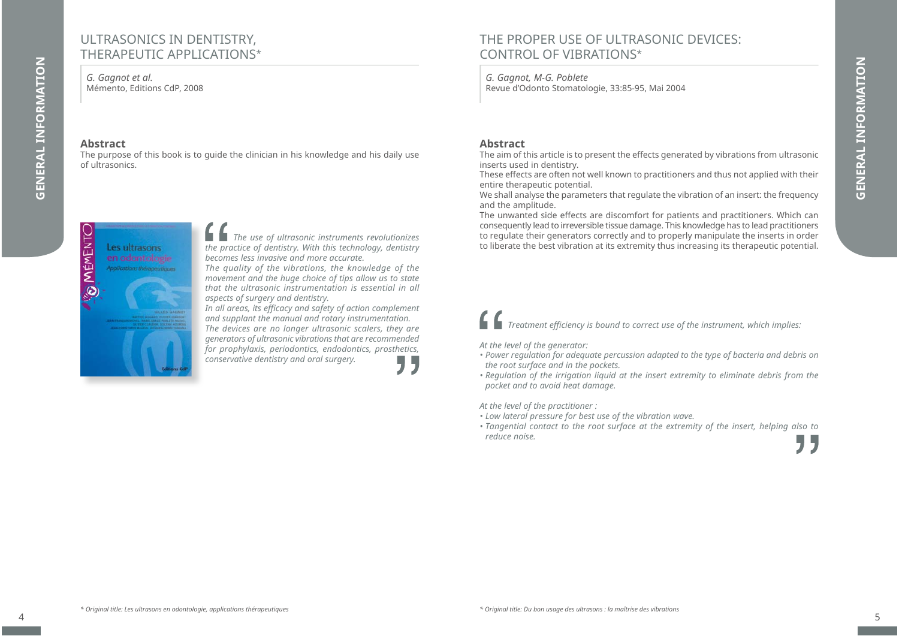## ULTRASONICS IN DENTISTRY, THERAPEUTIC APPLICATIONS*

*G. Gagnot et al.*
Mémento, Editions CdP, 2008

**Abstract**

The purpose of this book is to guide the clinician in his knowledge and his daily use of ultrasonics.

*"The use of ultrasonic instruments revolutionizes the practice of dentistry. With this technology, dentistry becomes less invasive and more accurate.*
*The quality of the vibrations, the knowledge of the movement and the huge choice of tips allow us to state that the ultrasonic instrumentation is essential in all aspects of surgery and dentistry.*
*In all areas, its efficacy and safety of action complement and supplant the manual and rotary instrumentation.*
*The devices are no longer ultrasonic scalers, they are generators of ultrasonic vibrations that are recommended for prophylaxis, periodontics, endodontics, prosthetics, conservative dentistry and oral surgery."*

\* *Original title: Les ultrasons en odontologie, applications thérapeutiques*

## THE PROPER USE OF ULTRASONIC DEVICES: CONTROL OF VIBRATIONS*

*G. Gagnot, M-G. Poblete*
Revue d'Odonto Stomatologie, 33:85-95, Mai 2004

**Abstract**

The aim of this article is to present the effects generated by vibrations from ultrasonic inserts used in dentistry.
These effects are often not well known to practitioners and thus not applied with their entire therapeutic potential.
We shall analyse the parameters that regulate the vibration of an insert: the frequency and the amplitude.
The unwanted side effects are discomfort for patients and practitioners. Which can consequently lead to irreversible tissue damage. This knowledge has to lead practitioners to regulate their generators correctly and to properly manipulate the inserts in order to liberate the best vibration at its extremity thus increasing its therapeutic potential.

*"Treatment efficiency is bound to correct use of the instrument, which implies:*

*At the level of the generator:*
- *Power regulation for adequate percussion adapted to the type of bacteria and debris on the root surface and in the pockets.*
- *Regulation of the irrigation liquid at the insert extremity to eliminate debris from the pocket and to avoid heat damage.*

*At the level of the practitioner :*
- *Low lateral pressure for best use of the vibration wave.*
- *Tangential contact to the root surface at the extremity of the insert, helping also to reduce noise."*

\* *Original title: Du bon usage des ultrasons : la maîtrise des vibrations*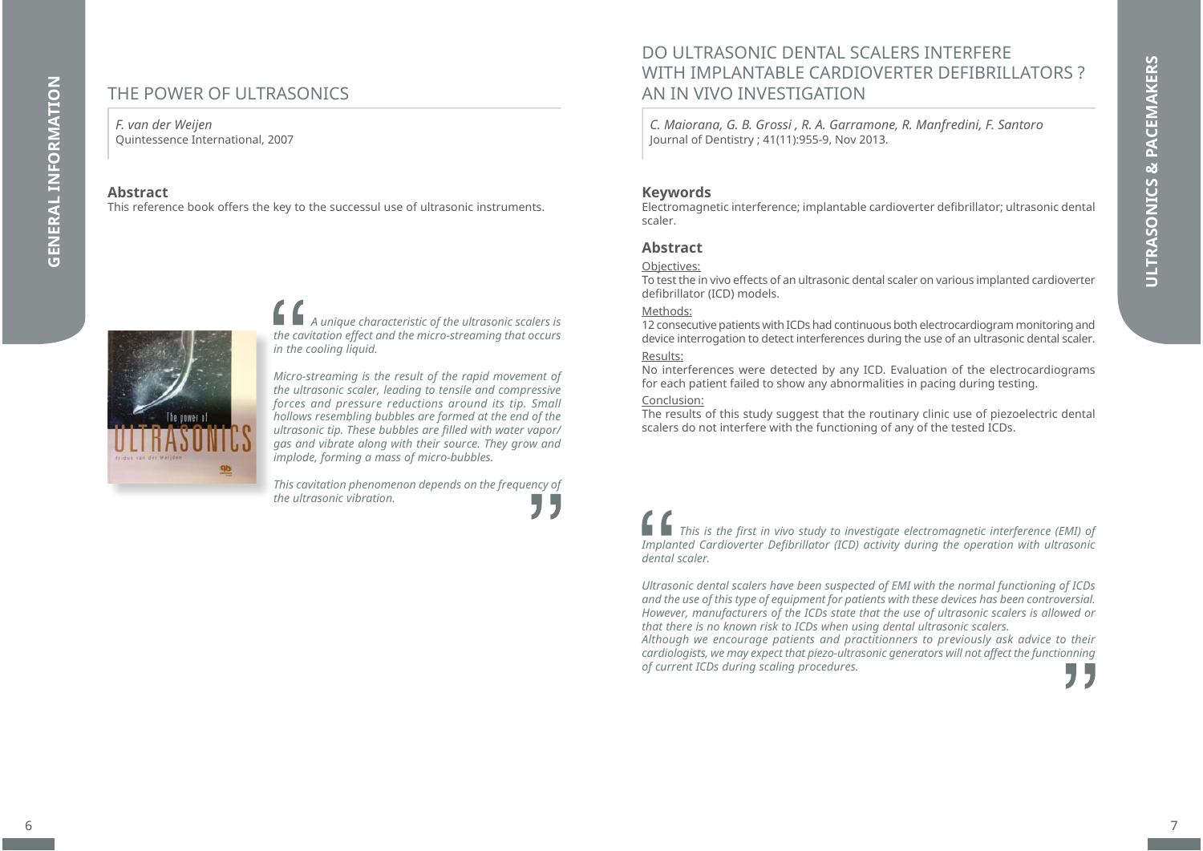## THE POWER OF ULTRASONICS

*F. van der Weijen*
Quintessence International, 2007

### Abstract

This reference book offers the key to the successul use of ultrasonic instruments.

> *A unique characteristic of the ultrasonic scalers is the cavitation effect and the micro-streaming that occurs in the cooling liquid.*
>
> *Micro-streaming is the result of the rapid movement of the ultrasonic scaler, leading to tensile and compressive forces and pressure reductions around its tip. Small hollows resembling bubbles are formed at the end of the ultrasonic tip. These bubbles are filled with water vapor/ gas and vibrate along with their source. They grow and implode, forming a mass of micro-bubbles.*
>
> *This cavitation phenomenon depends on the frequency of the ultrasonic vibration.*

## DO ULTRASONIC DENTAL SCALERS INTERFERE WITH IMPLANTABLE CARDIOVERTER DEFIBRILLATORS ? AN IN VIVO INVESTIGATION

*C. Maiorana, G. B. Grossi , R. A. Garramone, R. Manfredini, F. Santoro*
Journal of Dentistry ; 41(11):955-9, Nov 2013.

### Keywords

Electromagnetic interference; implantable cardioverter defibrillator; ultrasonic dental scaler.

### Abstract

Objectives:
To test the in vivo effects of an ultrasonic dental scaler on various implanted cardioverter defibrillator (ICD) models.

Methods:
12 consecutive patients with ICDs had continuous both electrocardiogram monitoring and device interrogation to detect interferences during the use of an ultrasonic dental scaler.

Results:
No interferences were detected by any ICD. Evaluation of the electrocardiograms for each patient failed to show any abnormalities in pacing during testing.

Conclusion:
The results of this study suggest that the routinary clinic use of piezoelectric dental scalers do not interfere with the functioning of any of the tested ICDs.

> *This is the first in vivo study to investigate electromagnetic interference (EMI) of Implanted Cardioverter Defibrillator (ICD) activity during the operation with ultrasonic dental scaler.*
>
> *Ultrasonic dental scalers have been suspected of EMI with the normal functioning of ICDs and the use of this type of equipment for patients with these devices has been controversial. However, manufacturers of the ICDs state that the use of ultrasonic scalers is allowed or that there is no known risk to ICDs when using dental ultrasonic scalers.*
> *Although we encourage patients and practitionners to previously ask advice to their cardiologists, we may expect that piezo-ultrasonic generators will not affect the functionning of current ICDs during scaling procedures.*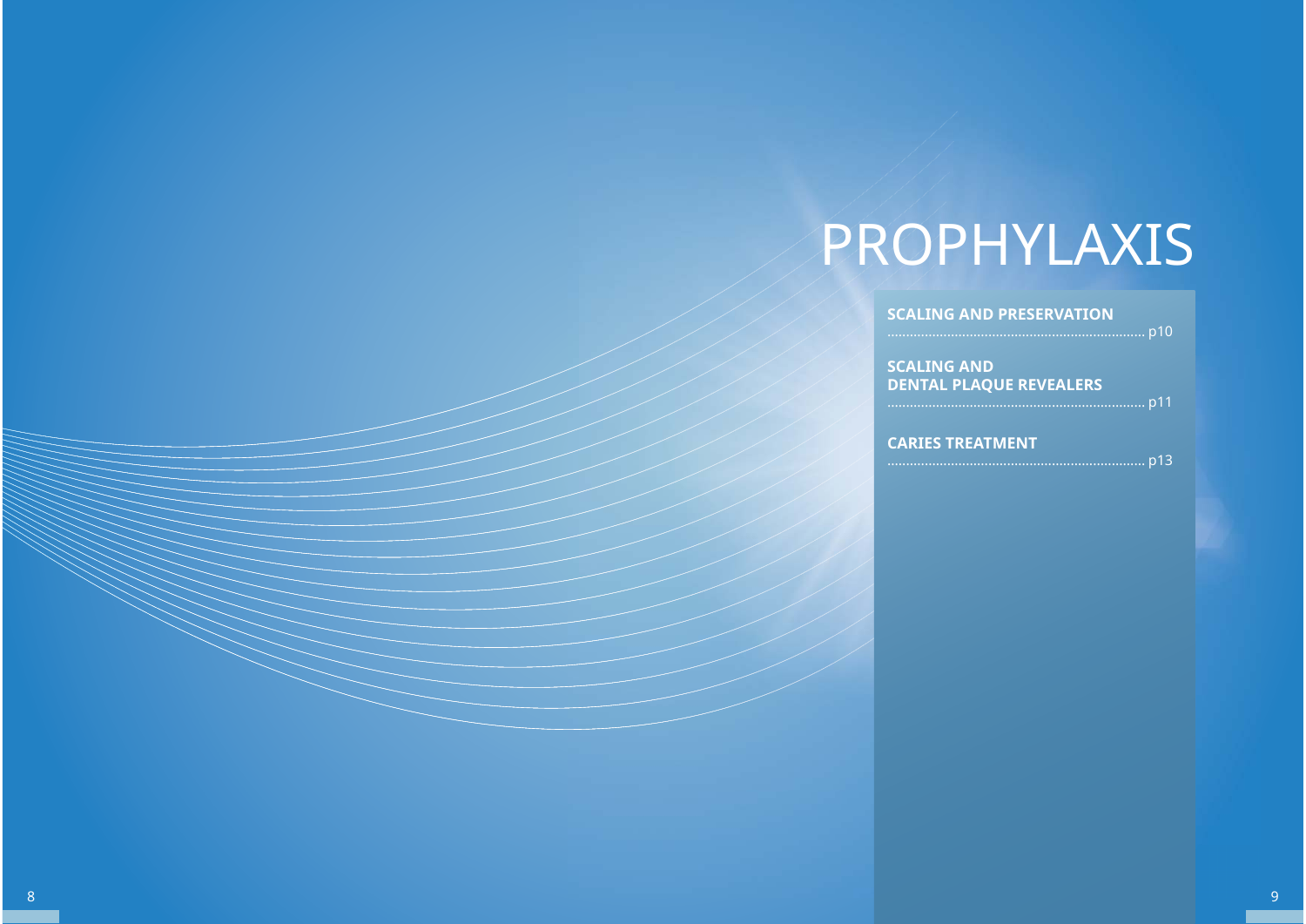# PROPHYLAXIS

**SCALING AND PRESERVATION**
...................................................................... p10

**SCALING AND**
**DENTAL PLAQUE REVEALERS**
...................................................................... p11

**CARIES TREATMENT**
...................................................................... p13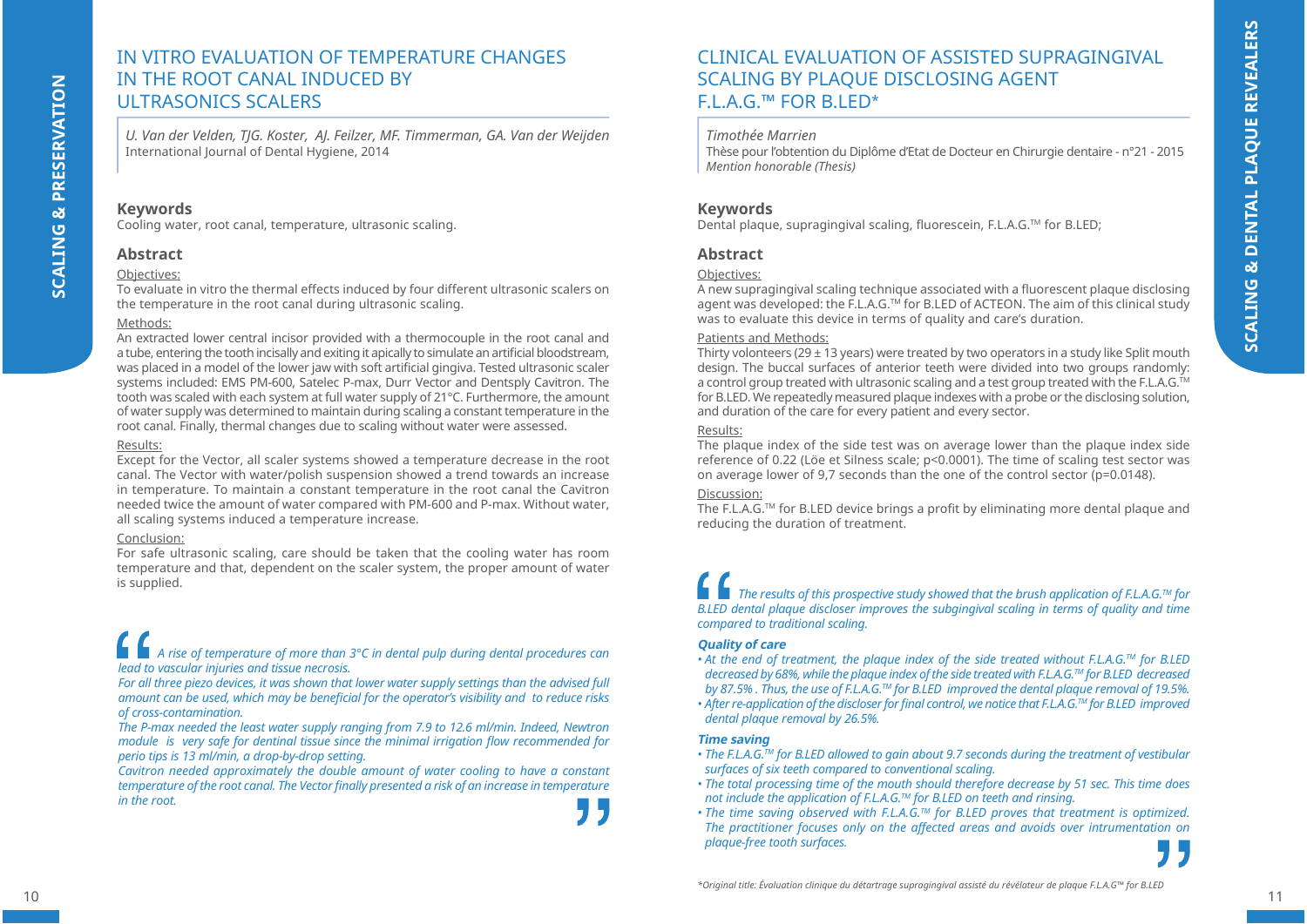# IN VITRO EVALUATION OF TEMPERATURE CHANGES IN THE ROOT CANAL INDUCED BY ULTRASONICS SCALERS

*U. Van der Velden, TJG. Koster, AJ. Feilzer, MF. Timmerman, GA. Van der Weijden*
International Journal of Dental Hygiene, 2014

## Keywords

Cooling water, root canal, temperature, ultrasonic scaling.

## Abstract

Objectives:

To evaluate in vitro the thermal effects induced by four different ultrasonic scalers on the temperature in the root canal during ultrasonic scaling.

Methods:

An extracted lower central incisor provided with a thermocouple in the root canal and a tube, entering the tooth incisally and exiting it apically to simulate an artificial bloodstream, was placed in a model of the lower jaw with soft artificial gingiva. Tested ultrasonic scaler systems included: EMS PM-600, Satelec P-max, Durr Vector and Dentsply Cavitron. The tooth was scaled with each system at full water supply of 21°C. Furthermore, the amount of water supply was determined to maintain during scaling a constant temperature in the root canal. Finally, thermal changes due to scaling without water were assessed.

Results:

Except for the Vector, all scaler systems showed a temperature decrease in the root canal. The Vector with water/polish suspension showed a trend towards an increase in temperature. To maintain a constant temperature in the root canal the Cavitron needed twice the amount of water compared with PM-600 and P-max. Without water, all scaling systems induced a temperature increase.

Conclusion:

For safe ultrasonic scaling, care should be taken that the cooling water has room temperature and that, dependent on the scaler system, the proper amount of water is supplied.

> *A rise of temperature of more than 3°C in dental pulp during dental procedures can lead to vascular injuries and tissue necrosis.*
>
> *For all three piezo devices, it was shown that lower water supply settings than the advised full amount can be used, which may be beneficial for the operator's visibility and to reduce risks of cross-contamination.*
>
> *The P-max needed the least water supply ranging from 7.9 to 12.6 ml/min. Indeed, Newtron module is very safe for dentinal tissue since the minimal irrigation flow recommended for perio tips is 13 ml/min, a drop-by-drop setting.*
>
> *Cavitron needed approximately the double amount of water cooling to have a constant temperature of the root canal. The Vector finally presented a risk of an increase in temperature in the root.*

# CLINICAL EVALUATION OF ASSISTED SUPRAGINGIVAL SCALING BY PLAQUE DISCLOSING AGENT F.L.A.G.™ FOR B.LED*

*Timothée Marrien*
Thèse pour l'obtention du Diplôme d'Etat de Docteur en Chirurgie dentaire - n°21 - 2015
*Mention honorable (Thesis)*

## Keywords

Dental plaque, supragingival scaling, fluorescein, F.L.A.G.™ for B.LED;

## Abstract

Objectives:

A new supragingival scaling technique associated with a fluorescent plaque disclosing agent was developed: the F.L.A.G.™ for B.LED of ACTEON. The aim of this clinical study was to evaluate this device in terms of quality and care's duration.

Patients and Methods:

Thirty volonteers (29 ± 13 years) were treated by two operators in a study like Split mouth design. The buccal surfaces of anterior teeth were divided into two groups randomly: a control group treated with ultrasonic scaling and a test group treated with the F.L.A.G.™ for B.LED. We repeatedly measured plaque indexes with a probe or the disclosing solution, and duration of the care for every patient and every sector.

Results:

The plaque index of the side test was on average lower than the plaque index side reference of 0.22 (Löe et Silness scale; p<0.0001). The time of scaling test sector was on average lower of 9,7 seconds than the one of the control sector (p=0.0148).

Discussion:

The F.L.A.G.™ for B.LED device brings a profit by eliminating more dental plaque and reducing the duration of treatment.

> *The results of this prospective study showed that the brush application of F.L.A.G.™ for B.LED dental plaque discloser improves the subgingival scaling in terms of quality and time compared to traditional scaling.*
>
> ***Quality of care***
>
> - *At the end of treatment, the plaque index of the side treated without F.L.A.G.™ for B.LED decreased by 68%, while the plaque index of the side treated with F.L.A.G.™ for B.LED decreased by 87.5% . Thus, the use of F.L.A.G.™ for B.LED improved the dental plaque removal of 19.5%.*
> - *After re-application of the discloser for final control, we notice that F.L.A.G.™ for B.LED improved dental plaque removal by 26.5%.*
>
> ***Time saving***
>
> - *The F.L.A.G.™ for B.LED allowed to gain about 9.7 seconds during the treatment of vestibular surfaces of six teeth compared to conventional scaling.*
> - *The total processing time of the mouth should therefore decrease by 51 sec. This time does not include the application of F.L.A.G.™ for B.LED on teeth and rinsing.*
> - *The time saving observed with F.L.A.G.™ for B.LED proves that treatment is optimized. The practitioner focuses only on the affected areas and avoids over intrumentation on plaque-free tooth surfaces.*

*\*Original title: Évaluation clinique du détartrage supragingival assisté du révélateur de plaque F.L.A.G™ for B.LED*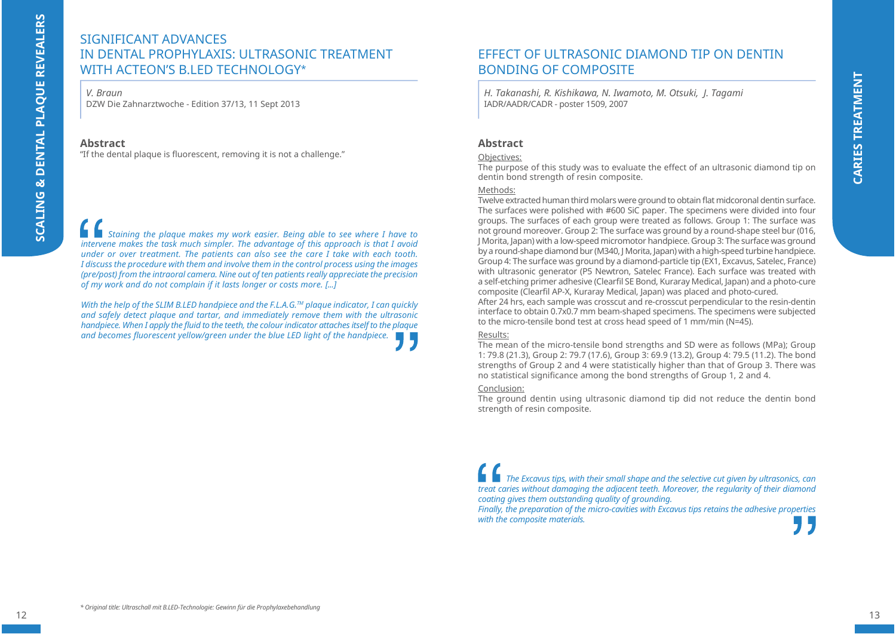## SIGNIFICANT ADVANCES IN DENTAL PROPHYLAXIS: ULTRASONIC TREATMENT WITH ACTEON'S B.LED TECHNOLOGY*

*V. Braun*
DZW Die Zahnarztwoche - Edition 37/13, 11 Sept 2013

**Abstract**

"If the dental plaque is fluorescent, removing it is not a challenge."

*Staining the plaque makes my work easier. Being able to see where I have to intervene makes the task much simpler. The advantage of this approach is that I avoid under or over treatment. The patients can also see the care I take with each tooth. I discuss the procedure with them and involve them in the control process using the images (pre/post) from the intraoral camera. Nine out of ten patients really appreciate the precision of my work and do not complain if it lasts longer or costs more. [...]*

*With the help of the SLIM B.LED handpiece and the F.L.A.G.™ plaque indicator, I can quickly and safely detect plaque and tartar, and immediately remove them with the ultrasonic handpiece. When I apply the fluid to the teeth, the colour indicator attaches itself to the plaque and becomes fluorescent yellow/green under the blue LED light of the handpiece.*

\* *Original title: Ultraschall mit B.LED-Technologie: Gewinn für die Prophylaxebehandlung*

## EFFECT OF ULTRASONIC DIAMOND TIP ON DENTIN BONDING OF COMPOSITE

*H. Takanashi, R. Kishikawa, N. Iwamoto, M. Otsuki, J. Tagami*
IADR/AADR/CADR - poster 1509, 2007

**Abstract**

Objectives:

The purpose of this study was to evaluate the effect of an ultrasonic diamond tip on dentin bond strength of resin composite.

Methods:

Twelve extracted human third molars were ground to obtain flat midcoronal dentin surface. The surfaces were polished with #600 SiC paper. The specimens were divided into four groups. The surfaces of each group were treated as follows. Group 1: The surface was not ground moreover. Group 2: The surface was ground by a round-shape steel bur (016, J Morita, Japan) with a low-speed micromotor handpiece. Group 3: The surface was ground by a round-shape diamond bur (M340, J Morita, Japan) with a high-speed turbine handpiece. Group 4: The surface was ground by a diamond-particle tip (EX1, Excavus, Satelec, France) with ultrasonic generator (P5 Newtron, Satelec France). Each surface was treated with a self-etching primer adhesive (Clearfil SE Bond, Kuraray Medical, Japan) and a photo-cure composite (Clearfil AP-X, Kuraray Medical, Japan) was placed and photo-cured.
After 24 hrs, each sample was crosscut and re-crosscut perpendicular to the resin-dentin interface to obtain 0.7x0.7 mm beam-shaped specimens. The specimens were subjected to the micro-tensile bond test at cross head speed of 1 mm/min (N=45).

Results:

The mean of the micro-tensile bond strengths and SD were as follows (MPa); Group 1: 79.8 (21.3), Group 2: 79.7 (17.6), Group 3: 69.9 (13.2), Group 4: 79.5 (11.2). The bond strengths of Group 2 and 4 were statistically higher than that of Group 3. There was no statistical significance among the bond strengths of Group 1, 2 and 4.

Conclusion:

The ground dentin using ultrasonic diamond tip did not reduce the dentin bond strength of resin composite.

*The Excavus tips, with their small shape and the selective cut given by ultrasonics, can treat caries without damaging the adjacent teeth. Moreover, the regularity of their diamond coating gives them outstanding quality of grounding.*
*Finally, the preparation of the micro-cavities with Excavus tips retains the adhesive properties with the composite materials.*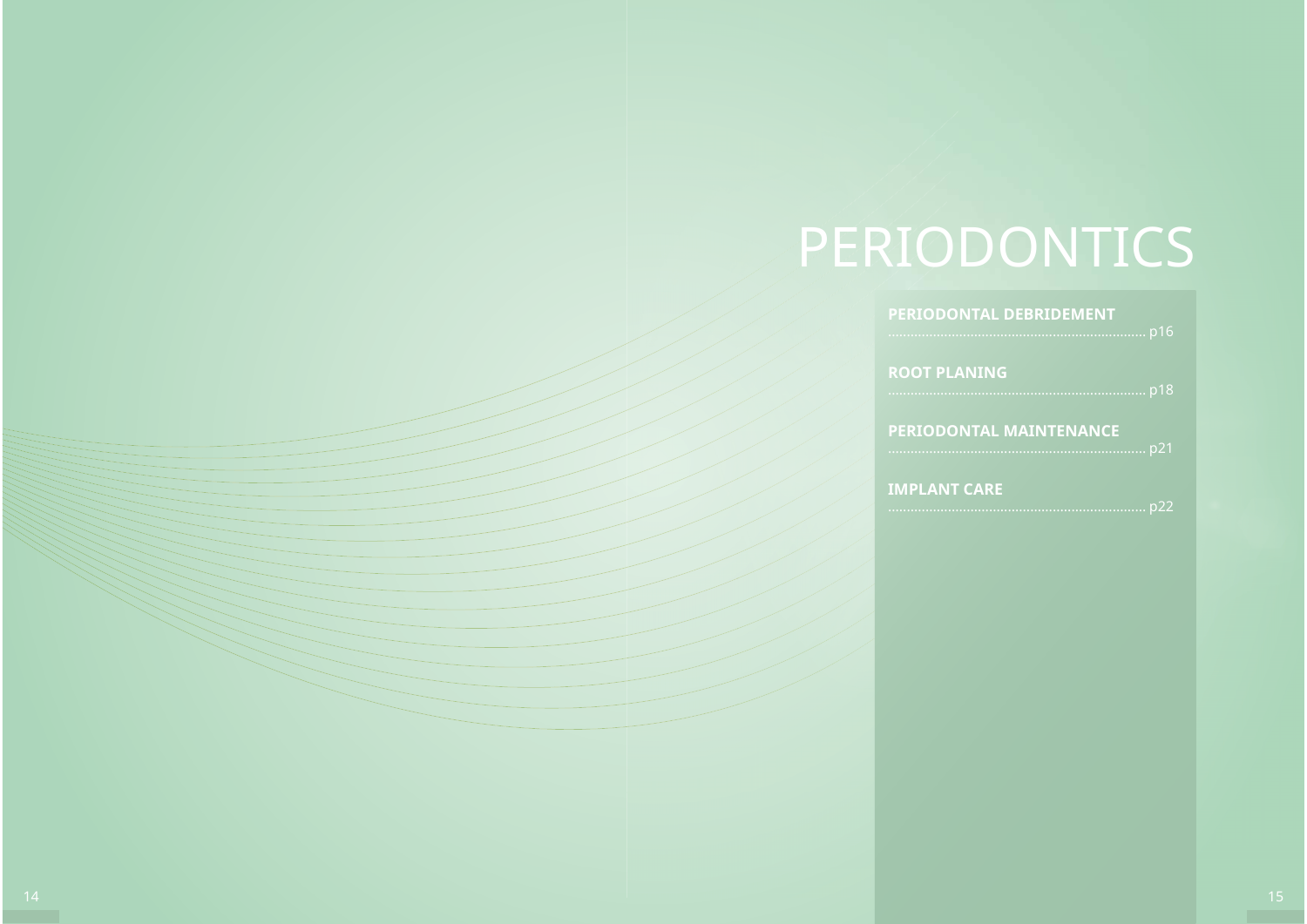# PERIODONTICS

**PERIODONTAL DEBRIDEMENT**
...................................................................... p16

**ROOT PLANING**
...................................................................... p18

**PERIODONTAL MAINTENANCE**
...................................................................... p21

**IMPLANT CARE**
...................................................................... p22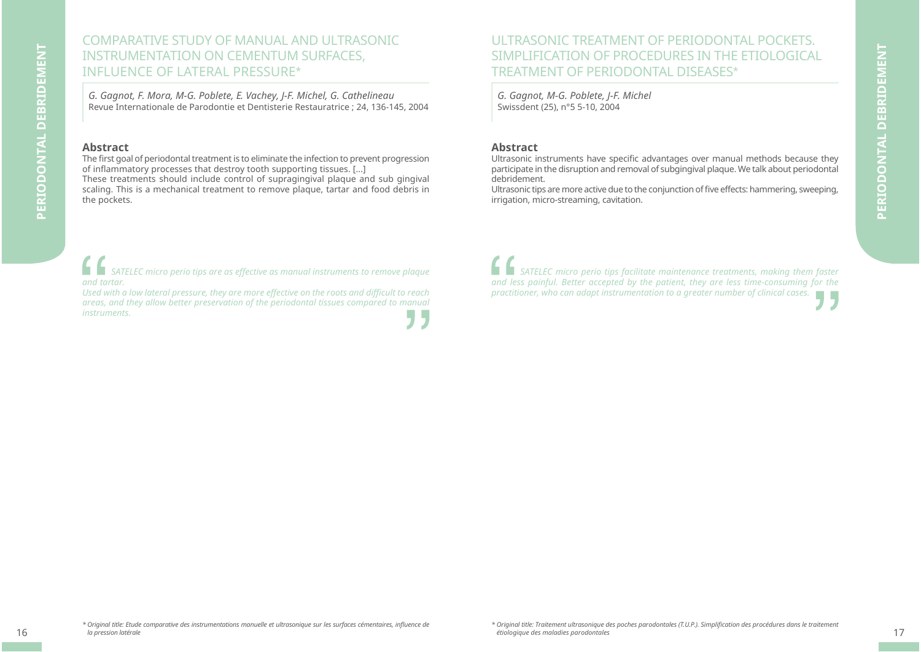## COMPARATIVE STUDY OF MANUAL AND ULTRASONIC INSTRUMENTATION ON CEMENTUM SURFACES, INFLUENCE OF LATERAL PRESSURE*

*G. Gagnot, F. Mora, M-G. Poblete, E. Vachey, J-F. Michel, G. Cathelineau*
Revue Internationale de Parodontie et Dentisterie Restauratrice ; 24, 136-145, 2004

**Abstract**

The first goal of periodontal treatment is to eliminate the infection to prevent progression of inflammatory processes that destroy tooth supporting tissues. [...]
These treatments should include control of supragingival plaque and sub gingival scaling. This is a mechanical treatment to remove plaque, tartar and food debris in the pockets.

> *SATELEC micro perio tips are as effective as manual instruments to remove plaque and tartar.*
> *Used with a low lateral pressure, they are more effective on the roots and difficult to reach areas, and they allow better preservation of the periodontal tissues compared to manual instruments.*

*\* Original title: Etude comparative des instrumentations manuelle et ultrasonique sur les surfaces cémentaires, influence de la pression latérale*

## ULTRASONIC TREATMENT OF PERIODONTAL POCKETS. SIMPLIFICATION OF PROCEDURES IN THE ETIOLOGICAL TREATMENT OF PERIODONTAL DISEASES*

*G. Gagnot, M-G. Poblete, J-F. Michel*
Swissdent (25), n°5 5-10, 2004

**Abstract**

Ultrasonic instruments have specific advantages over manual methods because they participate in the disruption and removal of subgingival plaque. We talk about periodontal debridement.
Ultrasonic tips are more active due to the conjunction of five effects: hammering, sweeping, irrigation, micro-streaming, cavitation.

> *SATELEC micro perio tips facilitate maintenance treatments, making them faster and less painful. Better accepted by the patient, they are less time-consuming for the practitioner, who can adapt instrumentation to a greater number of clinical cases.*

*\* Original title: Traitement ultrasonique des poches parodontales (T.U.P.). Simplification des procédures dans le traitement étiologique des maladies parodontales*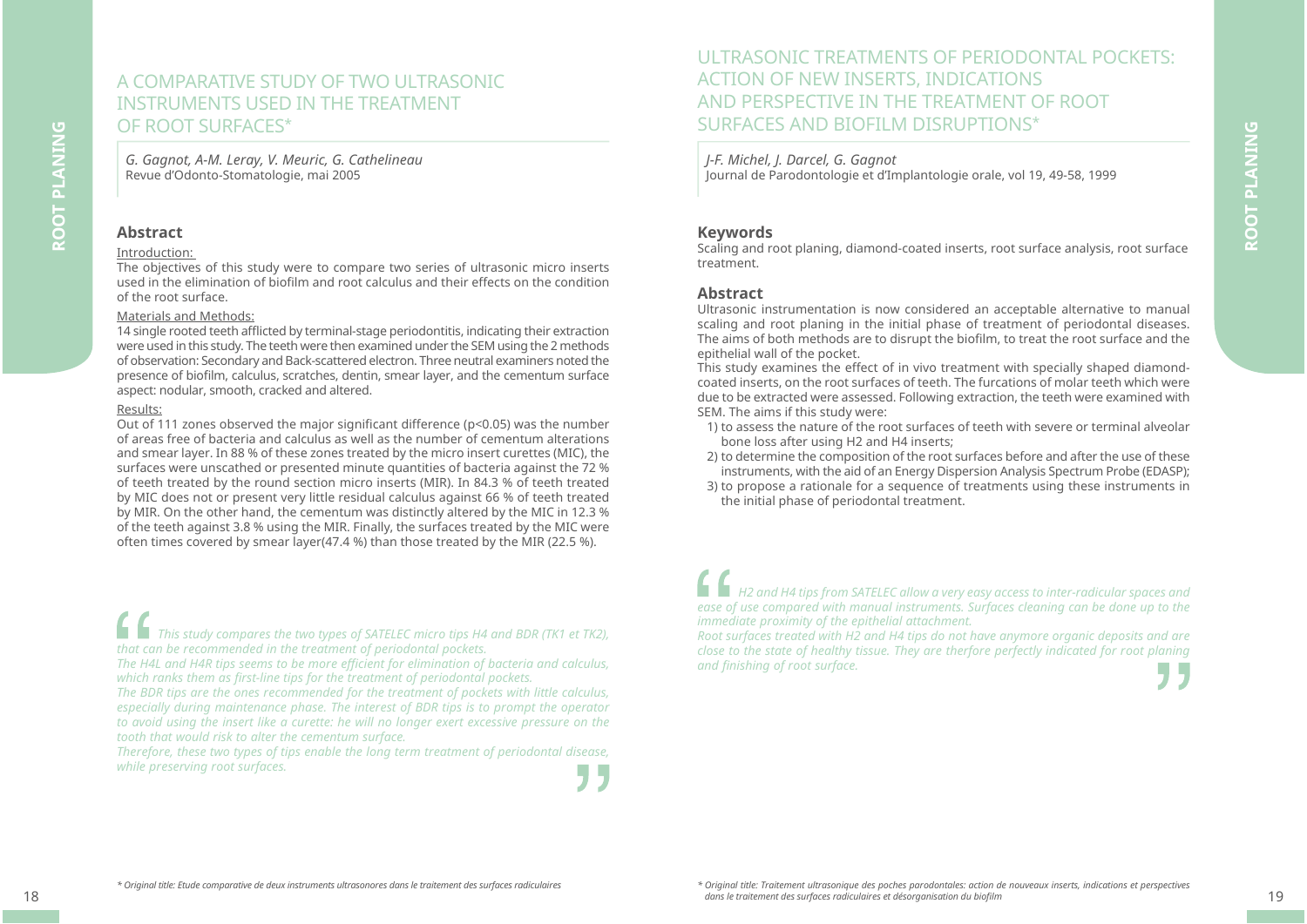# A COMPARATIVE STUDY OF TWO ULTRASONIC INSTRUMENTS USED IN THE TREATMENT OF ROOT SURFACES*

*G. Gagnot, A-M. Leray, V. Meuric, G. Cathelineau*
Revue d'Odonto-Stomatologie, mai 2005

## Abstract

Introduction:
The objectives of this study were to compare two series of ultrasonic micro inserts used in the elimination of biofilm and root calculus and their effects on the condition of the root surface.

Materials and Methods:
14 single rooted teeth afflicted by terminal-stage periodontitis, indicating their extraction were used in this study. The teeth were then examined under the SEM using the 2 methods of observation: Secondary and Back-scattered electron. Three neutral examiners noted the presence of biofilm, calculus, scratches, dentin, smear layer, and the cementum surface aspect: nodular, smooth, cracked and altered.

Results:
Out of 111 zones observed the major significant difference ($p<0.05$) was the number of areas free of bacteria and calculus as well as the number of cementum alterations and smear layer. In 88 % of these zones treated by the micro insert curettes (MIC), the surfaces were unscathed or presented minute quantities of bacteria against the 72 % of teeth treated by the round section micro inserts (MIR). In 84.3 % of teeth treated by MIC does not or present very little residual calculus against 66 % of teeth treated by MIR. On the other hand, the cementum was distinctly altered by the MIC in 12.3 % of the teeth against 3.8 % using the MIR. Finally, the surfaces treated by the MIC were often times covered by smear layer(47.4 %) than those treated by the MIR (22.5 %).

> *This study compares the two types of SATELEC micro tips H4 and BDR (TK1 et TK2), that can be recommended in the treatment of periodontal pockets.*
> *The H4L and H4R tips seems to be more efficient for elimination of bacteria and calculus, which ranks them as first-line tips for the treatment of periodontal pockets.*
> *The BDR tips are the ones recommended for the treatment of pockets with little calculus, especially during maintenance phase. The interest of BDR tips is to prompt the operator to avoid using the insert like a curette: he will no longer exert excessive pressure on the tooth that would risk to alter the cementum surface.*
> *Therefore, these two types of tips enable the long term treatment of periodontal disease, while preserving root surfaces.*

\* Original title: Etude comparative de deux instruments ultrasonores dans le traitement des surfaces radiculaires

# ULTRASONIC TREATMENTS OF PERIODONTAL POCKETS: ACTION OF NEW INSERTS, INDICATIONS AND PERSPECTIVE IN THE TREATMENT OF ROOT SURFACES AND BIOFILM DISRUPTIONS*

*J-F. Michel, J. Darcel, G. Gagnot*
Journal de Parodontologie et d'Implantologie orale, vol 19, 49-58, 1999

## Keywords

Scaling and root planing, diamond-coated inserts, root surface analysis, root surface treatment.

## Abstract

Ultrasonic instrumentation is now considered an acceptable alternative to manual scaling and root planing in the initial phase of treatment of periodontal diseases. The aims of both methods are to disrupt the biofilm, to treat the root surface and the epithelial wall of the pocket.

This study examines the effect of in vivo treatment with specially shaped diamond-coated inserts, on the root surfaces of teeth. The furcations of molar teeth which were due to be extracted were assessed. Following extraction, the teeth were examined with SEM. The aims if this study were:

1) to assess the nature of the root surfaces of teeth with severe or terminal alveolar bone loss after using H2 and H4 inserts;
2) to determine the composition of the root surfaces before and after the use of these instruments, with the aid of an Energy Dispersion Analysis Spectrum Probe (EDASP);
3) to propose a rationale for a sequence of treatments using these instruments in the initial phase of periodontal treatment.

> *H2 and H4 tips from SATELEC allow a very easy access to inter-radicular spaces and ease of use compared with manual instruments. Surfaces cleaning can be done up to the immediate proximity of the epithelial attachment.*
> *Root surfaces treated with H2 and H4 tips do not have anymore organic deposits and are close to the state of healthy tissue. They are therfore perfectly indicated for root planing and finishing of root surface.*

\* Original title: Traitement ultrasonique des poches parodontales: action de nouveaux inserts, indications et perspectives dans le traitement des surfaces radiculaires et désorganisation du biofilm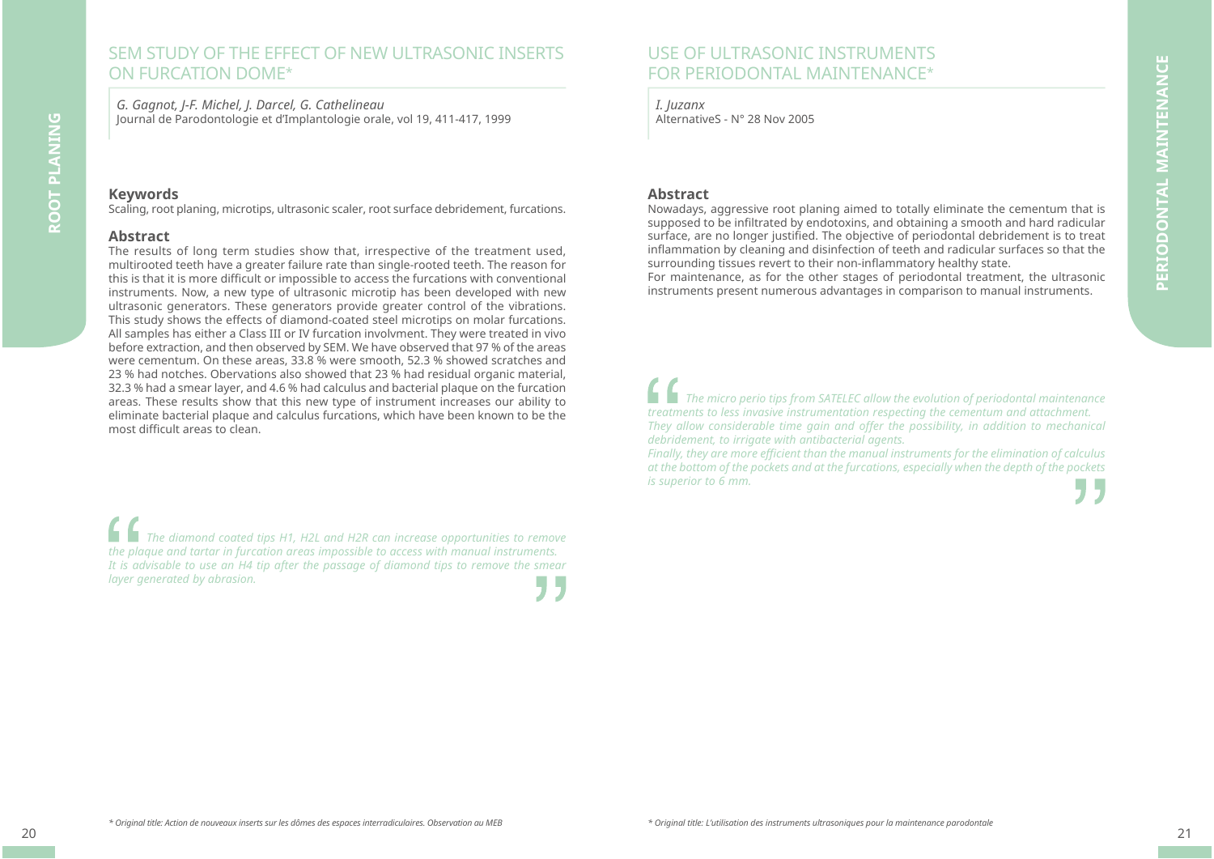## SEM STUDY OF THE EFFECT OF NEW ULTRASONIC INSERTS ON FURCATION DOME*

*G. Gagnot, J-F. Michel, J. Darcel, G. Cathelineau*
Journal de Parodontologie et d'Implantologie orale, vol 19, 411-417, 1999

### Keywords

Scaling, root planing, microtips, ultrasonic scaler, root surface debridement, furcations.

### Abstract

The results of long term studies show that, irrespective of the treatment used, multirooted teeth have a greater failure rate than single-rooted teeth. The reason for this is that it is more difficult or impossible to access the furcations with conventional instruments. Now, a new type of ultrasonic microtip has been developed with new ultrasonic generators. These generators provide greater control of the vibrations. This study shows the effects of diamond-coated steel microtips on molar furcations. All samples has either a Class III or IV furcation involvment. They were treated in vivo before extraction, and then observed by SEM. We have observed that 97 % of the areas were cementum. On these areas, 33.8 % were smooth, 52.3 % showed scratches and 23 % had notches. Obervations also showed that 23 % had residual organic material, 32.3 % had a smear layer, and 4.6 % had calculus and bacterial plaque on the furcation areas. These results show that this new type of instrument increases our ability to eliminate bacterial plaque and calculus furcations, which have been known to be the most difficult areas to clean.

> *The diamond coated tips H1, H2L and H2R can increase opportunities to remove the plaque and tartar in furcation areas impossible to access with manual instruments. It is advisable to use an H4 tip after the passage of diamond tips to remove the smear layer generated by abrasion.*

\* Original title: Action de nouveaux inserts sur les dômes des espaces interradiculaires. Observation au MEB

## USE OF ULTRASONIC INSTRUMENTS FOR PERIODONTAL MAINTENANCE*

*I. Juzanx*
AlternativeS - N° 28 Nov 2005

### Abstract

Nowadays, aggressive root planing aimed to totally eliminate the cementum that is supposed to be infiltrated by endotoxins, and obtaining a smooth and hard radicular surface, are no longer justified. The objective of periodontal debridement is to treat inflammation by cleaning and disinfection of teeth and radicular surfaces so that the surrounding tissues revert to their non-inflammatory healthy state.
For maintenance, as for the other stages of periodontal treatment, the ultrasonic instruments present numerous advantages in comparison to manual instruments.

> *The micro perio tips from SATELEC allow the evolution of periodontal maintenance treatments to less invasive instrumentation respecting the cementum and attachment.*
> *They allow considerable time gain and offer the possibility, in addition to mechanical debridement, to irrigate with antibacterial agents.*
> *Finally, they are more efficient than the manual instruments for the elimination of calculus at the bottom of the pockets and at the furcations, especially when the depth of the pockets is superior to 6 mm.*

\* Original title: L'utilisation des instruments ultrasoniques pour la maintenance parodontale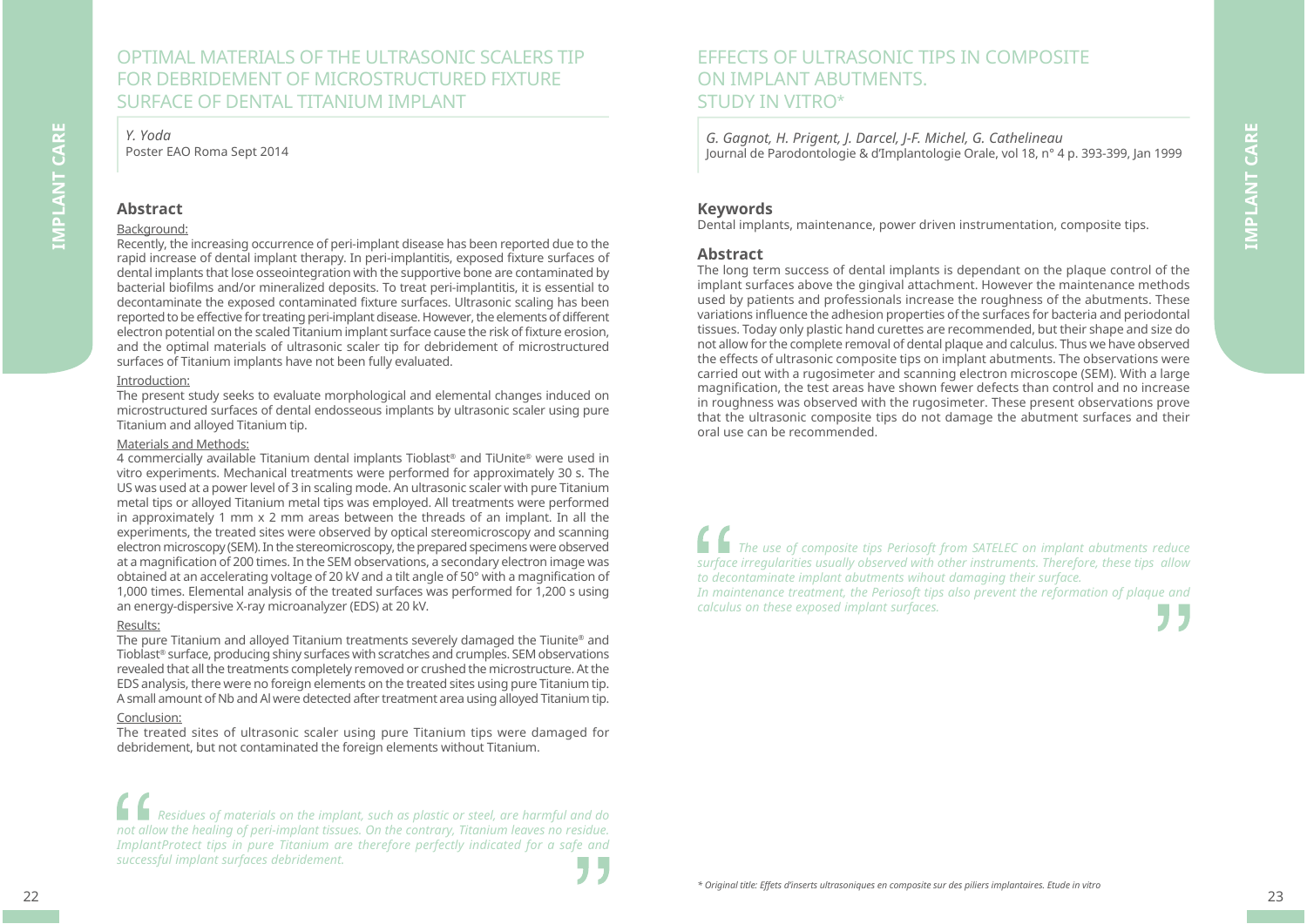# OPTIMAL MATERIALS OF THE ULTRASONIC SCALERS TIP FOR DEBRIDEMENT OF MICROSTRUCTURED FIXTURE SURFACE OF DENTAL TITANIUM IMPLANT

*Y. Yoda*
Poster EAO Roma Sept 2014

## Abstract

Background:

Recently, the increasing occurrence of peri-implant disease has been reported due to the rapid increase of dental implant therapy. In peri-implantitis, exposed fixture surfaces of dental implants that lose osseointegration with the supportive bone are contaminated by bacterial biofilms and/or mineralized deposits. To treat peri-implantitis, it is essential to decontaminate the exposed contaminated fixture surfaces. Ultrasonic scaling has been reported to be effective for treating peri-implant disease. However, the elements of different electron potential on the scaled Titanium implant surface cause the risk of fixture erosion, and the optimal materials of ultrasonic scaler tip for debridement of microstructured surfaces of Titanium implants have not been fully evaluated.

Introduction:

The present study seeks to evaluate morphological and elemental changes induced on microstructured surfaces of dental endosseous implants by ultrasonic scaler using pure Titanium and alloyed Titanium tip.

Materials and Methods:

4 commercially available Titanium dental implants Tioblast® and TiUnite® were used in vitro experiments. Mechanical treatments were performed for approximately 30 s. The US was used at a power level of 3 in scaling mode. An ultrasonic scaler with pure Titanium metal tips or alloyed Titanium metal tips was employed. All treatments were performed in approximately 1 mm x 2 mm areas between the threads of an implant. In all the experiments, the treated sites were observed by optical stereomicroscopy and scanning electron microscopy (SEM). In the stereomicroscopy, the prepared specimens were observed at a magnification of 200 times. In the SEM observations, a secondary electron image was obtained at an accelerating voltage of 20 kV and a tilt angle of 50° with a magnification of 1,000 times. Elemental analysis of the treated surfaces was performed for 1,200 s using an energy-dispersive X-ray microanalyzer (EDS) at 20 kV.

Results:

The pure Titanium and alloyed Titanium treatments severely damaged the Tiunite® and Tioblast® surface, producing shiny surfaces with scratches and crumples. SEM observations revealed that all the treatments completely removed or crushed the microstructure. At the EDS analysis, there were no foreign elements on the treated sites using pure Titanium tip. A small amount of Nb and Al were detected after treatment area using alloyed Titanium tip.

Conclusion:

The treated sites of ultrasonic scaler using pure Titanium tips were damaged for debridement, but not contaminated the foreign elements without Titanium.

> *Residues of materials on the implant, such as plastic or steel, are harmful and do not allow the healing of peri-implant tissues. On the contrary, Titanium leaves no residue. ImplantProtect tips in pure Titanium are therefore perfectly indicated for a safe and successful implant surfaces debridement.*

# EFFECTS OF ULTRASONIC TIPS IN COMPOSITE ON IMPLANT ABUTMENTS. STUDY IN VITRO*

*G. Gagnot, H. Prigent, J. Darcel, J-F. Michel, G. Cathelineau*
Journal de Parodontologie & d'Implantologie Orale, vol 18, n° 4 p. 393-399, Jan 1999

## Keywords

Dental implants, maintenance, power driven instrumentation, composite tips.

## Abstract

The long term success of dental implants is dependant on the plaque control of the implant surfaces above the gingival attachment. However the maintenance methods used by patients and professionals increase the roughness of the abutments. These variations influence the adhesion properties of the surfaces for bacteria and periodontal tissues. Today only plastic hand curettes are recommended, but their shape and size do not allow for the complete removal of dental plaque and calculus. Thus we have observed the effects of ultrasonic composite tips on implant abutments. The observations were carried out with a rugosimeter and scanning electron microscope (SEM). With a large magnification, the test areas have shown fewer defects than control and no increase in roughness was observed with the rugosimeter. These present observations prove that the ultrasonic composite tips do not damage the abutment surfaces and their oral use can be recommended.

> *The use of composite tips Periosoft from SATELEC on implant abutments reduce surface irregularities usually observed with other instruments. Therefore, these tips allow to decontaminate implant abutments wihout damaging their surface.*
> *In maintenance treatment, the Periosoft tips also prevent the reformation of plaque and calculus on these exposed implant surfaces.*

*\* Original title: Effets d'inserts ultrasoniques en composite sur des piliers implantaires. Etude in vitro*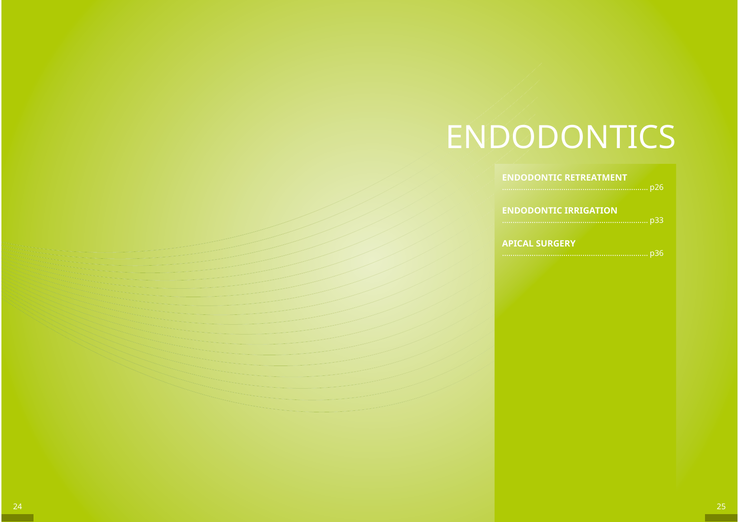# ENDODONTICS

**ENDODONTIC RETREATMENT** ....................................................................... p26

**ENDODONTIC IRRIGATION** ....................................................................... p33

**APICAL SURGERY** ....................................................................... p36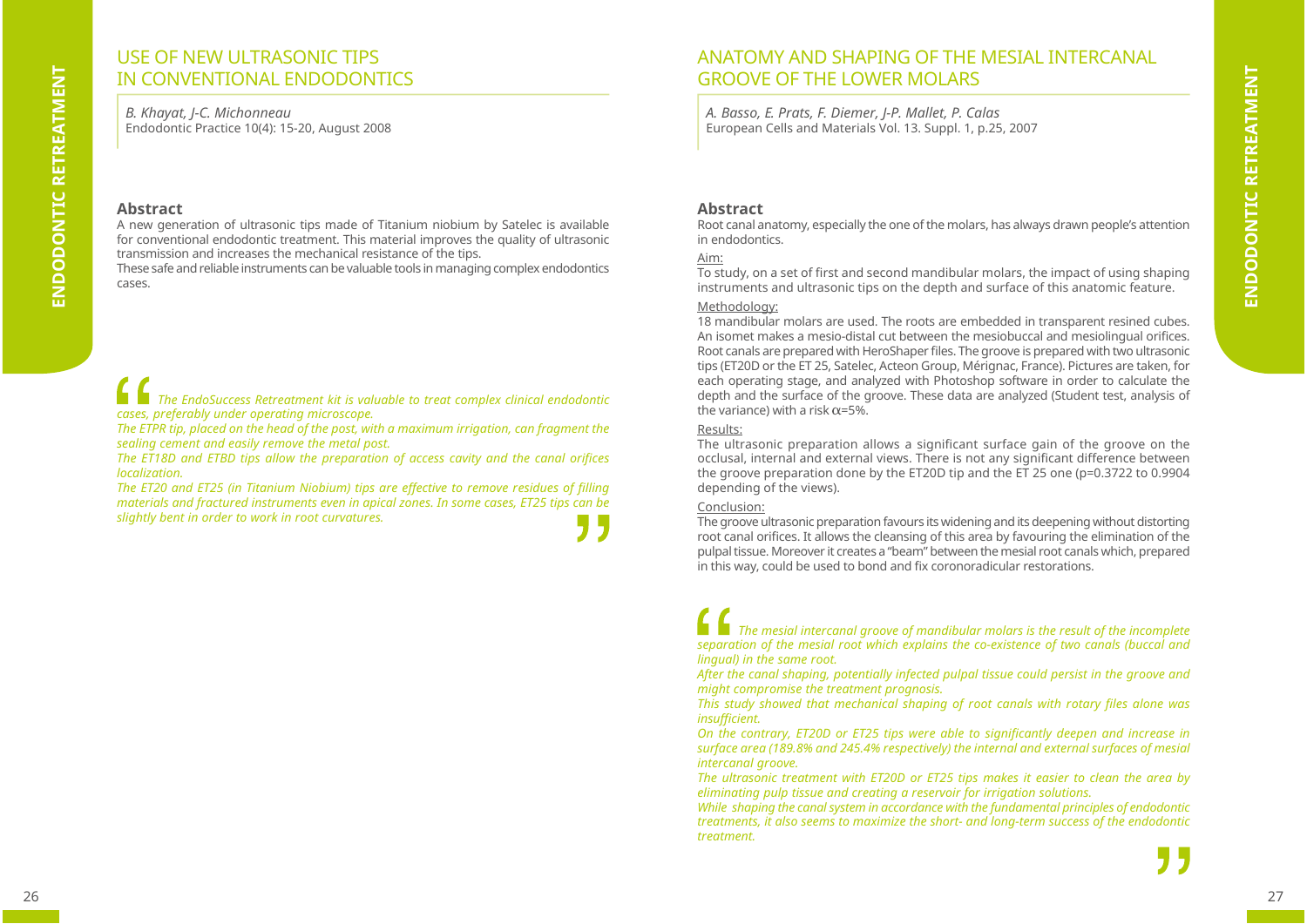## USE OF NEW ULTRASONIC TIPS IN CONVENTIONAL ENDODONTICS

*B. Khayat, J-C. Michonneau*
Endodontic Practice 10(4): 15-20, August 2008

### Abstract

A new generation of ultrasonic tips made of Titanium niobium by Satelec is available for conventional endodontic treatment. This material improves the quality of ultrasonic transmission and increases the mechanical resistance of the tips.
These safe and reliable instruments can be valuable tools in managing complex endodontics cases.

> *The EndoSuccess Retreatment kit is valuable to treat complex clinical endodontic cases, preferably under operating microscope.*
> *The ETPR tip, placed on the head of the post, with a maximum irrigation, can fragment the sealing cement and easily remove the metal post.*
> *The ET18D and ETBD tips allow the preparation of access cavity and the canal orifices localization.*
> *The ET20 and ET25 (in Titanium Niobium) tips are effective to remove residues of filling materials and fractured instruments even in apical zones. In some cases, ET25 tips can be slightly bent in order to work in root curvatures.*

## ANATOMY AND SHAPING OF THE MESIAL INTERCANAL GROOVE OF THE LOWER MOLARS

*A. Basso, E. Prats, F. Diemer, J-P. Mallet, P. Calas*
European Cells and Materials Vol. 13. Suppl. 1, p.25, 2007

### Abstract

Root canal anatomy, especially the one of the molars, has always drawn people's attention in endodontics.

Aim:

To study, on a set of first and second mandibular molars, the impact of using shaping instruments and ultrasonic tips on the depth and surface of this anatomic feature.

Methodology:

18 mandibular molars are used. The roots are embedded in transparent resined cubes. An isomet makes a mesio-distal cut between the mesiobuccal and mesiolingual orifices. Root canals are prepared with HeroShaper files. The groove is prepared with two ultrasonic tips (ET20D or the ET 25, Satelec, Acteon Group, Mérignac, France). Pictures are taken, for each operating stage, and analyzed with Photoshop software in order to calculate the depth and the surface of the groove. These data are analyzed (Student test, analysis of the variance) with a risk $\alpha$=5%.

Results:

The ultrasonic preparation allows a significant surface gain of the groove on the occlusal, internal and external views. There is not any significant difference between the groove preparation done by the ET20D tip and the ET 25 one (p=0.3722 to 0.9904 depending of the views).

Conclusion:

The groove ultrasonic preparation favours its widening and its deepening without distorting root canal orifices. It allows the cleansing of this area by favouring the elimination of the pulpal tissue. Moreover it creates a "beam" between the mesial root canals which, prepared in this way, could be used to bond and fix coronoradicular restorations.

> *The mesial intercanal groove of mandibular molars is the result of the incomplete separation of the mesial root which explains the co-existence of two canals (buccal and lingual) in the same root.*
> *After the canal shaping, potentially infected pulpal tissue could persist in the groove and might compromise the treatment prognosis.*
> *This study showed that mechanical shaping of root canals with rotary files alone was insufficient.*
> *On the contrary, ET20D or ET25 tips were able to significantly deepen and increase in surface area (189.8% and 245.4% respectively) the internal and external surfaces of mesial intercanal groove.*
> *The ultrasonic treatment with ET20D or ET25 tips makes it easier to clean the area by eliminating pulp tissue and creating a reservoir for irrigation solutions.*
> *While shaping the canal system in accordance with the fundamental principles of endodontic treatments, it also seems to maximize the short- and long-term success of the endodontic treatment.*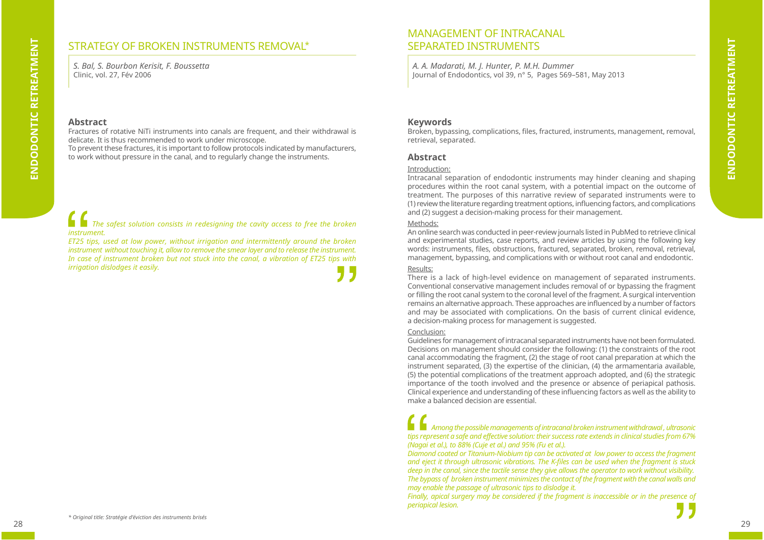## STRATEGY OF BROKEN INSTRUMENTS REMOVAL*

*S. Bal, S. Bourbon Kerisit, F. Boussetta*
Clinic, vol. 27, Fév 2006

### Abstract

Fractures of rotative NiTi instruments into canals are frequent, and their withdrawal is delicate. It is thus recommended to work under microscope.
To prevent these fractures, it is important to follow protocols indicated by manufacturers, to work without pressure in the canal, and to regularly change the instruments.

> *The safest solution consists in redesigning the cavity access to free the broken instrument.*
> *ET25 tips, used at low power, without irrigation and intermittently around the broken instrument without touching it, allow to remove the smear layer and to release the instrument. In case of instrument broken but not stuck into the canal, a vibration of ET25 tips with irrigation dislodges it easily.*

\* *Original title: Stratégie d'éviction des instruments brisés*

## MANAGEMENT OF INTRACANAL SEPARATED INSTRUMENTS

*A. A. Madarati, M. J. Hunter, P. M.H. Dummer*
Journal of Endodontics, vol 39, n° 5, Pages 569–581, May 2013

### Keywords

Broken, bypassing, complications, files, fractured, instruments, management, removal, retrieval, separated.

### Abstract

Introduction:
Intracanal separation of endodontic instruments may hinder cleaning and shaping procedures within the root canal system, with a potential impact on the outcome of treatment. The purposes of this narrative review of separated instruments were to (1) review the literature regarding treatment options, influencing factors, and complications and (2) suggest a decision-making process for their management.

Methods:
An online search was conducted in peer-review journals listed in PubMed to retrieve clinical and experimental studies, case reports, and review articles by using the following key words: instruments, files, obstructions, fractured, separated, broken, removal, retrieval, management, bypassing, and complications with or without root canal and endodontic.

Results:
There is a lack of high-level evidence on management of separated instruments. Conventional conservative management includes removal of or bypassing the fragment or filling the root canal system to the coronal level of the fragment. A surgical intervention remains an alternative approach. These approaches are influenced by a number of factors and may be associated with complications. On the basis of current clinical evidence, a decision-making process for management is suggested.

Conclusion:
Guidelines for management of intracanal separated instruments have not been formulated. Decisions on management should consider the following: (1) the constraints of the root canal accommodating the fragment, (2) the stage of root canal preparation at which the instrument separated, (3) the expertise of the clinician, (4) the armamentaria available, (5) the potential complications of the treatment approach adopted, and (6) the strategic importance of the tooth involved and the presence or absence of periapical pathosis. Clinical experience and understanding of these influencing factors as well as the ability to make a balanced decision are essential.

> *Among the possible managements of intracanal broken instrument withdrawal , ultrasonic tips represent a safe and effective solution: their success rate extends in clinical studies from 67% (Nagai et al.), to 88% (Cuje et al.) and 95% (Fu et al.).*
> *Diamond coated or Titanium-Niobium tip can be activated at low power to access the fragment and eject it through ultrasonic vibrations. The K-files can be used when the fragment is stuck deep in the canal, since the tactile sense they give allows the operator to work without visibility. The bypass of broken instrument minimizes the contact of the fragment with the canal walls and may enable the passage of ultrasonic tips to dislodge it.*
> *Finally, apical surgery may be considered if the fragment is inaccessible or in the presence of periapical lesion.*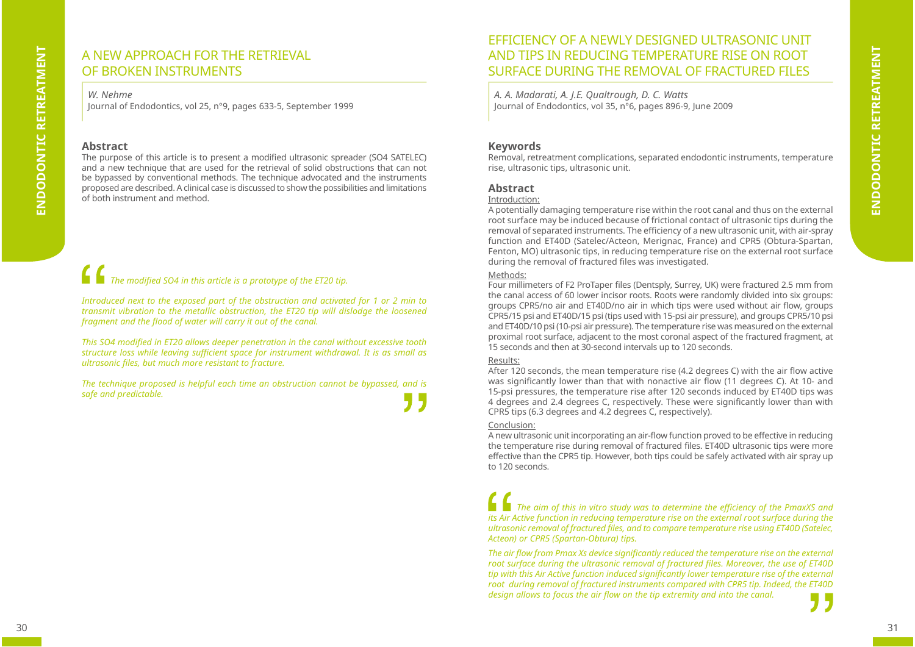# A NEW APPROACH FOR THE RETRIEVAL OF BROKEN INSTRUMENTS

*W. Nehme*
Journal of Endodontics, vol 25, n°9, pages 633-5, September 1999

## Abstract

The purpose of this article is to present a modified ultrasonic spreader (SO4 SATELEC) and a new technique that are used for the retrieval of solid obstructions that can not be bypassed by conventional methods. The technique advocated and the instruments proposed are described. A clinical case is discussed to show the possibilities and limitations of both instrument and method.

> *The modified SO4 in this article is a prototype of the ET20 tip.*
>
> *Introduced next to the exposed part of the obstruction and activated for 1 or 2 min to transmit vibration to the metallic obstruction, the ET20 tip will dislodge the loosened fragment and the flood of water will carry it out of the canal.*
>
> *This SO4 modified in ET20 allows deeper penetration in the canal without excessive tooth structure loss while leaving sufficient space for instrument withdrawal. It is as small as ultrasonic files, but much more resistant to fracture.*
>
> *The technique proposed is helpful each time an obstruction cannot be bypassed, and is safe and predictable.*

# EFFICIENCY OF A NEWLY DESIGNED ULTRASONIC UNIT AND TIPS IN REDUCING TEMPERATURE RISE ON ROOT SURFACE DURING THE REMOVAL OF FRACTURED FILES

*A. A. Madarati, A. J.E. Qualtrough, D. C. Watts*
Journal of Endodontics, vol 35, n°6, pages 896-9, June 2009

## Keywords

Removal, retreatment complications, separated endodontic instruments, temperature rise, ultrasonic tips, ultrasonic unit.

## Abstract

Introduction:

A potentially damaging temperature rise within the root canal and thus on the external root surface may be induced because of frictional contact of ultrasonic tips during the removal of separated instruments. The efficiency of a new ultrasonic unit, with air-spray function and ET40D (Satelec/Acteon, Merignac, France) and CPR5 (Obtura-Spartan, Fenton, MO) ultrasonic tips, in reducing temperature rise on the external root surface during the removal of fractured files was investigated.

Methods:

Four millimeters of F2 ProTaper files (Dentsply, Surrey, UK) were fractured 2.5 mm from the canal access of 60 lower incisor roots. Roots were randomly divided into six groups: groups CPR5/no air and ET40D/no air in which tips were used without air flow, groups CPR5/15 psi and ET40D/15 psi (tips used with 15-psi air pressure), and groups CPR5/10 psi and ET40D/10 psi (10-psi air pressure). The temperature rise was measured on the external proximal root surface, adjacent to the most coronal aspect of the fractured fragment, at 15 seconds and then at 30-second intervals up to 120 seconds.

Results:

After 120 seconds, the mean temperature rise (4.2 degrees C) with the air flow active was significantly lower than that with nonactive air flow (11 degrees C). At 10- and 15-psi pressures, the temperature rise after 120 seconds induced by ET40D tips was 4 degrees and 2.4 degrees C, respectively. These were significantly lower than with CPR5 tips (6.3 degrees and 4.2 degrees C, respectively).

Conclusion:

A new ultrasonic unit incorporating an air-flow function proved to be effective in reducing the temperature rise during removal of fractured files. ET40D ultrasonic tips were more effective than the CPR5 tip. However, both tips could be safely activated with air spray up to 120 seconds.

> *The aim of this in vitro study was to determine the efficiency of the PmaxXS and its Air Active function in reducing temperature rise on the external root surface during the ultrasonic removal of fractured files, and to compare temperature rise using ET40D (Satelec, Acteon) or CPR5 (Spartan-Obtura) tips.*
>
> *The air flow from Pmax Xs device significantly reduced the temperature rise on the external root surface during the ultrasonic removal of fractured files. Moreover, the use of ET40D tip with this Air Active function induced significantly lower temperature rise of the external root during removal of fractured instruments compared with CPR5 tip. Indeed, the ET40D design allows to focus the air flow on the tip extremity and into the canal.*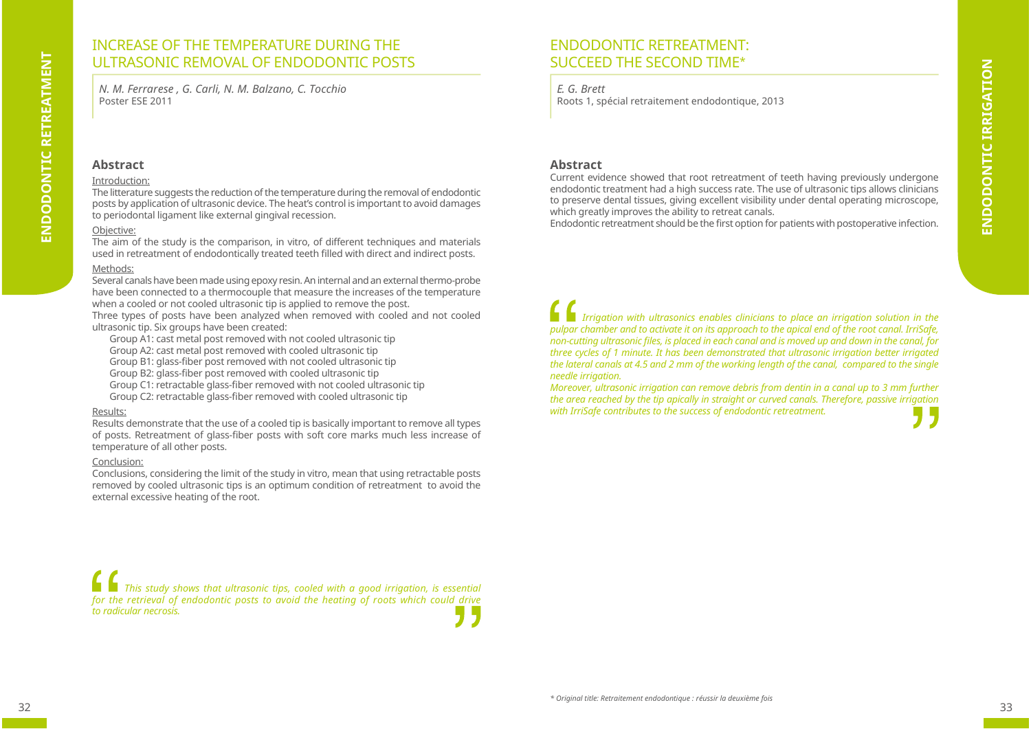# INCREASE OF THE TEMPERATURE DURING THE ULTRASONIC REMOVAL OF ENDODONTIC POSTS

*N. M. Ferrarese , G. Carli, N. M. Balzano, C. Tocchio*
Poster ESE 2011

## Abstract

Introduction:

The litterature suggests the reduction of the temperature during the removal of endodontic posts by application of ultrasonic device. The heat's control is important to avoid damages to periodontal ligament like external gingival recession.

Objective:

The aim of the study is the comparison, in vitro, of different techniques and materials used in retreatment of endodontically treated teeth filled with direct and indirect posts.

Methods:

Several canals have been made using epoxy resin. An internal and an external thermo-probe have been connected to a thermocouple that measure the increases of the temperature when a cooled or not cooled ultrasonic tip is applied to remove the post.

Three types of posts have been analyzed when removed with cooled and not cooled ultrasonic tip. Six groups have been created:

- Group A1: cast metal post removed with not cooled ultrasonic tip
- Group A2: cast metal post removed with cooled ultrasonic tip
- Group B1: glass-fiber post removed with not cooled ultrasonic tip
- Group B2: glass-fiber post removed with cooled ultrasonic tip
- Group C1: retractable glass-fiber removed with not cooled ultrasonic tip
- Group C2: retractable glass-fiber removed with cooled ultrasonic tip

Results:

Results demonstrate that the use of a cooled tip is basically important to remove all types of posts. Retreatment of glass-fiber posts with soft core marks much less increase of temperature of all other posts.

Conclusion:

Conclusions, considering the limit of the study in vitro, mean that using retractable posts removed by cooled ultrasonic tips is an optimum condition of retreatment to avoid the external excessive heating of the root.

> *This study shows that ultrasonic tips, cooled with a good irrigation, is essential for the retrieval of endodontic posts to avoid the heating of roots which could drive to radicular necrosis.*

# ENDODONTIC RETREATMENT: SUCCEED THE SECOND TIME*

*E. G. Brett*
Roots 1, spécial retraitement endodontique, 2013

## Abstract

Current evidence showed that root retreatment of teeth having previously undergone endodontic treatment had a high success rate. The use of ultrasonic tips allows clinicians to preserve dental tissues, giving excellent visibility under dental operating microscope, which greatly improves the ability to retreat canals.

Endodontic retreatment should be the first option for patients with postoperative infection.

> *Irrigation with ultrasonics enables clinicians to place an irrigation solution in the pulpar chamber and to activate it on its approach to the apical end of the root canal. IrriSafe, non-cutting ultrasonic files, is placed in each canal and is moved up and down in the canal, for three cycles of 1 minute. It has been demonstrated that ultrasonic irrigation better irrigated the lateral canals at 4.5 and 2 mm of the working length of the canal, compared to the single needle irrigation.*
>
> *Moreover, ultrasonic irrigation can remove debris from dentin in a canal up to 3 mm further the area reached by the tip apically in straight or curved canals. Therefore, passive irrigation with IrriSafe contributes to the success of endodontic retreatment.*

*\* Original title: Retraitement endodontique : réussir la deuxième fois*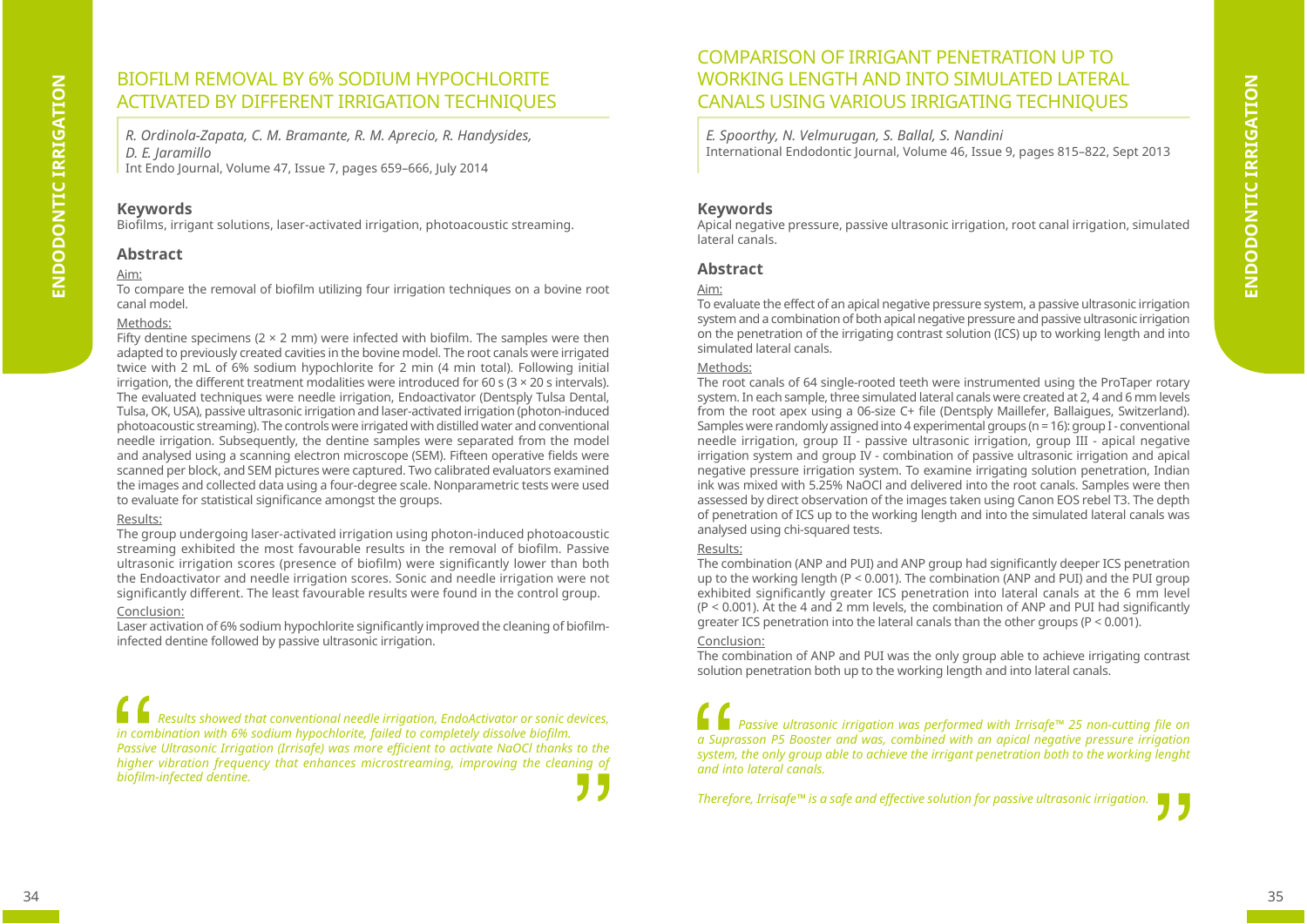# BIOFILM REMOVAL BY 6% SODIUM HYPOCHLORITE ACTIVATED BY DIFFERENT IRRIGATION TECHNIQUES

*R. Ordinola-Zapata, C. M. Bramante, R. M. Aprecio, R. Handysides, D. E. Jaramillo*
Int Endo Journal, Volume 47, Issue 7, pages 659–666, July 2014

### Keywords

Biofilms, irrigant solutions, laser-activated irrigation, photoacoustic streaming.

### Abstract

Aim:
To compare the removal of biofilm utilizing four irrigation techniques on a bovine root canal model.

Methods:
Fifty dentine specimens ($2 \times 2$ mm) were infected with biofilm. The samples were then adapted to previously created cavities in the bovine model. The root canals were irrigated twice with 2 mL of 6% sodium hypochlorite for 2 min (4 min total). Following initial irrigation, the different treatment modalities were introduced for 60 s ($3 \times 20$ s intervals). The evaluated techniques were needle irrigation, Endoactivator (Dentsply Tulsa Dental, Tulsa, OK, USA), passive ultrasonic irrigation and laser-activated irrigation (photon-induced photoacoustic streaming). The controls were irrigated with distilled water and conventional needle irrigation. Subsequently, the dentine samples were separated from the model and analysed using a scanning electron microscope (SEM). Fifteen operative fields were scanned per block, and SEM pictures were captured. Two calibrated evaluators examined the images and collected data using a four-degree scale. Nonparametric tests were used to evaluate for statistical significance amongst the groups.

Results:
The group undergoing laser-activated irrigation using photon-induced photoacoustic streaming exhibited the most favourable results in the removal of biofilm. Passive ultrasonic irrigation scores (presence of biofilm) were significantly lower than both the Endoactivator and needle irrigation scores. Sonic and needle irrigation were not significantly different. The least favourable results were found in the control group.

Conclusion:
Laser activation of 6% sodium hypochlorite significantly improved the cleaning of biofilm-infected dentine followed by passive ultrasonic irrigation.

> *Results showed that conventional needle irrigation, EndoActivator or sonic devices, in combination with 6% sodium hypochlorite, failed to completely dissolve biofilm. Passive Ultrasonic Irrigation (Irrisafe) was more efficient to activate NaOCl thanks to the higher vibration frequency that enhances microstreaming, improving the cleaning of biofilm-infected dentine.*

# COMPARISON OF IRRIGANT PENETRATION UP TO WORKING LENGTH AND INTO SIMULATED LATERAL CANALS USING VARIOUS IRRIGATING TECHNIQUES

*E. Spoorthy, N. Velmurugan, S. Ballal, S. Nandini*
International Endodontic Journal, Volume 46, Issue 9, pages 815–822, Sept 2013

### Keywords

Apical negative pressure, passive ultrasonic irrigation, root canal irrigation, simulated lateral canals.

### Abstract

Aim:
To evaluate the effect of an apical negative pressure system, a passive ultrasonic irrigation system and a combination of both apical negative pressure and passive ultrasonic irrigation on the penetration of the irrigating contrast solution (ICS) up to working length and into simulated lateral canals.

Methods:
The root canals of 64 single-rooted teeth were instrumented using the ProTaper rotary system. In each sample, three simulated lateral canals were created at 2, 4 and 6 mm levels from the root apex using a 06-size C+ file (Dentsply Maillefer, Ballaigues, Switzerland). Samples were randomly assigned into 4 experimental groups (n = 16): group I - conventional needle irrigation, group II - passive ultrasonic irrigation, group III - apical negative irrigation system and group IV - combination of passive ultrasonic irrigation and apical negative pressure irrigation system. To examine irrigating solution penetration, Indian ink was mixed with 5.25% NaOCl and delivered into the root canals. Samples were then assessed by direct observation of the images taken using Canon EOS rebel T3. The depth of penetration of ICS up to the working length and into the simulated lateral canals was analysed using chi-squared tests.

Results:
The combination (ANP and PUI) and ANP group had significantly deeper ICS penetration up to the working length ($P < 0.001$). The combination (ANP and PUI) and the PUI group exhibited significantly greater ICS penetration into lateral canals at the 6 mm level ($P < 0.001$). At the 4 and 2 mm levels, the combination of ANP and PUI had significantly greater ICS penetration into the lateral canals than the other groups ($P < 0.001$).

Conclusion:
The combination of ANP and PUI was the only group able to achieve irrigating contrast solution penetration both up to the working length and into lateral canals.

> *Passive ultrasonic irrigation was performed with Irrisafe™ 25 non-cutting file on a Suprasson P5 Booster and was, combined with an apical negative pressure irrigation system, the only group able to achieve the irrigant penetration both to the working lenght and into lateral canals.*
>
> *Therefore, Irrisafe™ is a safe and effective solution for passive ultrasonic irrigation.*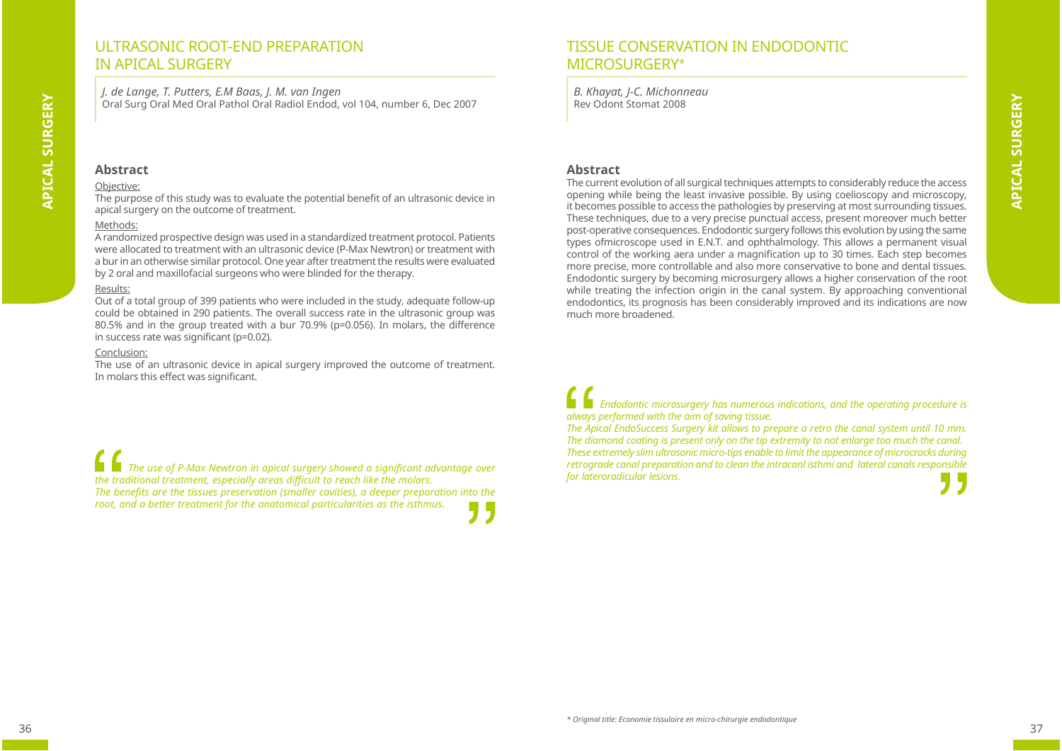# ULTRASONIC ROOT-END PREPARATION IN APICAL SURGERY

*J. de Lange, T. Putters, E.M Baas, J. M. van Ingen*
Oral Surg Oral Med Oral Pathol Oral Radiol Endod, vol 104, number 6, Dec 2007

## Abstract

Objective:

The purpose of this study was to evaluate the potential benefit of an ultrasonic device in apical surgery on the outcome of treatment.

Methods:

A randomized prospective design was used in a standardized treatment protocol. Patients were allocated to treatment with an ultrasonic device (P-Max Newtron) or treatment with a bur in an otherwise similar protocol. One year after treatment the results were evaluated by 2 oral and maxillofacial surgeons who were blinded for the therapy.

Results:

Out of a total group of 399 patients who were included in the study, adequate follow-up could be obtained in 290 patients. The overall success rate in the ultrasonic group was 80.5% and in the group treated with a bur 70.9% (p=0.056). In molars, the difference in success rate was significant (p=0.02).

Conclusion:

The use of an ultrasonic device in apical surgery improved the outcome of treatment. In molars this effect was significant.

> *The use of P-Max Newtron in apical surgery showed a significant advantage over the traditional treatment, especially areas difficult to reach like the molars.*
> *The benefits are the tissues preservation (smaller cavities), a deeper preparation into the root, and a better treatment for the anatomical particularities as the isthmus.*

# TISSUE CONSERVATION IN ENDODONTIC MICROSURGERY*

*B. Khayat, J-C. Michonneau*
Rev Odont Stomat 2008

## Abstract

The current evolution of all surgical techniques attempts to considerably reduce the access opening while being the least invasive possible. By using coelioscopy and microscopy, it becomes possible to access the pathologies by preserving at most surrounding tissues. These techniques, due to a very precise punctual access, present moreover much better post-operative consequences. Endodontic surgery follows this evolution by using the same types ofmicroscope used in E.N.T. and ophthalmology. This allows a permanent visual control of the working aera under a magnification up to 30 times. Each step becomes more precise, more controllable and also more conservative to bone and dental tissues. Endodontic surgery by becoming microsurgery allows a higher conservation of the root while treating the infection origin in the canal system. By approaching conventional endodontics, its prognosis has been considerably improved and its indications are now much more broadened.

> *Endodontic microsurgery has numerous indications, and the operating procedure is always performed with the aim of saving tissue.*
> *The Apical EndoSuccess Surgery kit allows to prepare a retro the canal system until 10 mm. The diamond coating is present only on the tip extremity to not enlarge too much the canal. These extremely slim ultrasonic micro-tips enable to limit the appearance of microcracks during retrograde canal preparation and to clean the intracanl isthmi and lateral canals responsible for lateroradicular lesions.*

*\* Original title: Economie tissulaire en micro-chirurgie endodontique*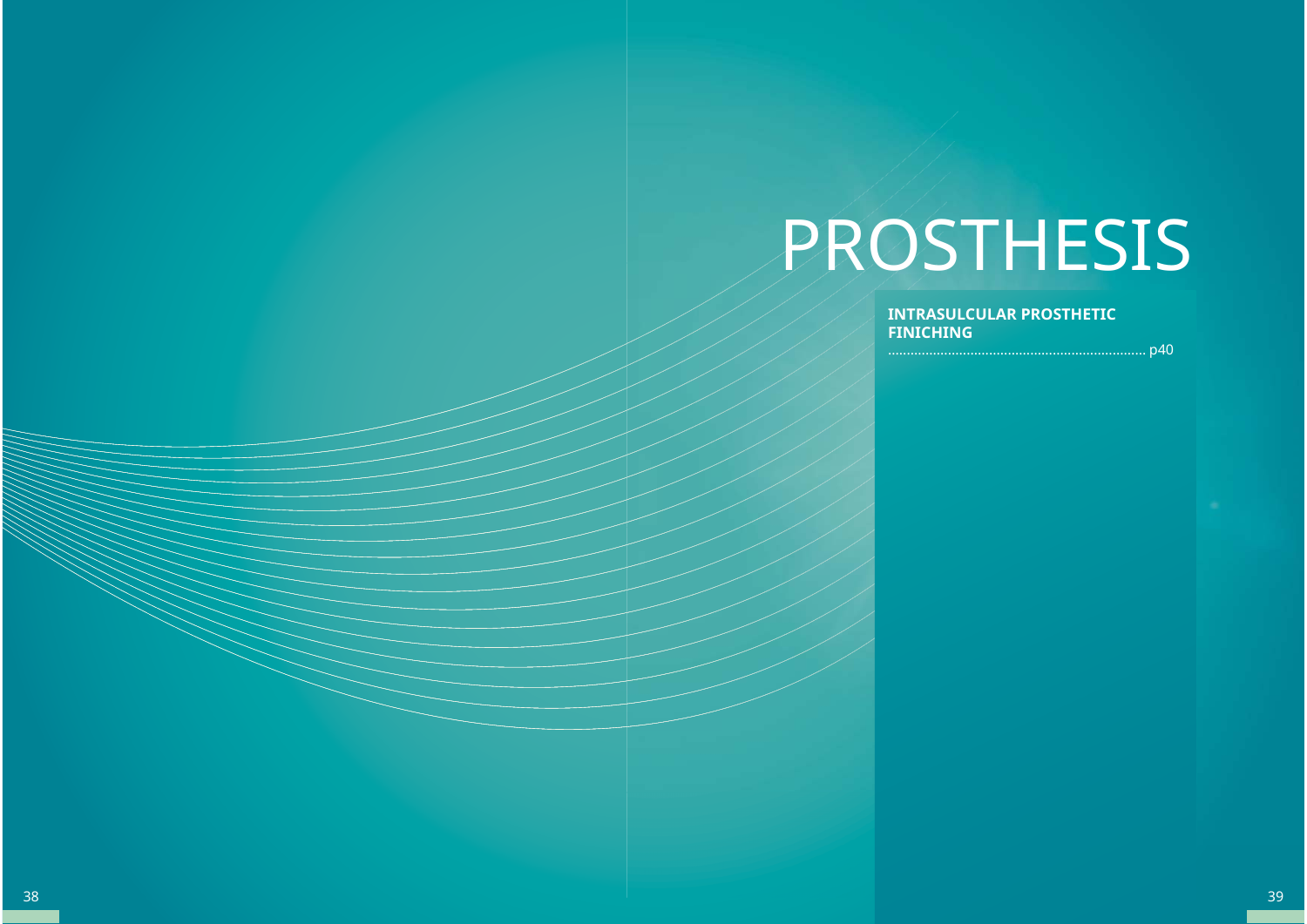# PROSTHESIS

**INTRASULCULAR PROSTHETIC FINICHING**

...................................................................... p40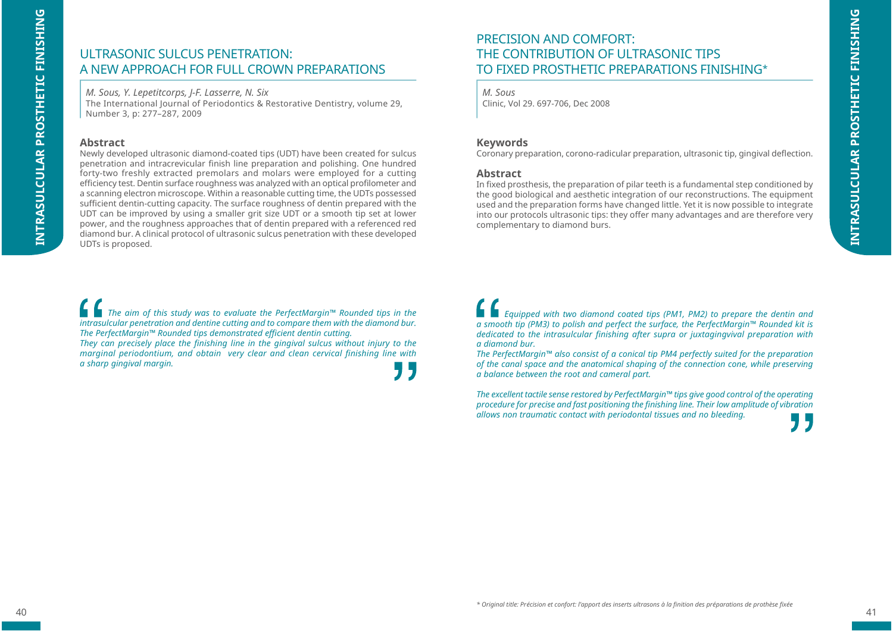## ULTRASONIC SULCUS PENETRATION: A NEW APPROACH FOR FULL CROWN PREPARATIONS

*M. Sous, Y. Lepetitcorps, J-F. Lasserre, N. Six*
The International Journal of Periodontics & Restorative Dentistry, volume 29, Number 3, p: 277–287, 2009

### Abstract

Newly developed ultrasonic diamond-coated tips (UDT) have been created for sulcus penetration and intracrevicular finish line preparation and polishing. One hundred forty-two freshly extracted premolars and molars were employed for a cutting efficiency test. Dentin surface roughness was analyzed with an optical profilometer and a scanning electron microscope. Within a reasonable cutting time, the UDTs possessed sufficient dentin-cutting capacity. The surface roughness of dentin prepared with the UDT can be improved by using a smaller grit size UDT or a smooth tip set at lower power, and the roughness approaches that of dentin prepared with a referenced red diamond bur. A clinical protocol of ultrasonic sulcus penetration with these developed UDTs is proposed.

> *The aim of this study was to evaluate the PerfectMargin™ Rounded tips in the intrasulcular penetration and dentine cutting and to compare them with the diamond bur. The PerfectMargin™ Rounded tips demonstrated efficient dentin cutting.*
> *They can precisely place the finishing line in the gingival sulcus without injury to the marginal periodontium, and obtain very clear and clean cervical finishing line with a sharp gingival margin.*

## PRECISION AND COMFORT: THE CONTRIBUTION OF ULTRASONIC TIPS TO FIXED PROSTHETIC PREPARATIONS FINISHING*

*M. Sous*
Clinic, Vol 29. 697-706, Dec 2008

### Keywords

Coronary preparation, corono-radicular preparation, ultrasonic tip, gingival deflection.

### Abstract

In fixed prosthesis, the preparation of pilar teeth is a fundamental step conditioned by the good biological and aesthetic integration of our reconstructions. The equipment used and the preparation forms have changed little. Yet it is now possible to integrate into our protocols ultrasonic tips: they offer many advantages and are therefore very complementary to diamond burs.

> *Equipped with two diamond coated tips (PM1, PM2) to prepare the dentin and a smooth tip (PM3) to polish and perfect the surface, the PerfectMargin™ Rounded kit is dedicated to the intrasulcular finishing after supra or juxtagingvival preparation with a diamond bur.*
> *The PerfectMargin™ also consist of a conical tip PM4 perfectly suited for the preparation of the canal space and the anatomical shaping of the connection cone, while preserving a balance between the root and cameral part.*
>
> *The excellent tactile sense restored by PerfectMargin™ tips give good control of the operating procedure for precise and fast positioning the finishing line. Their low amplitude of vibration allows non traumatic contact with periodontal tissues and no bleeding.*

*\* Original title: Précision et confort: l'apport des inserts ultrasons à la finition des préparations de prothèse fixée*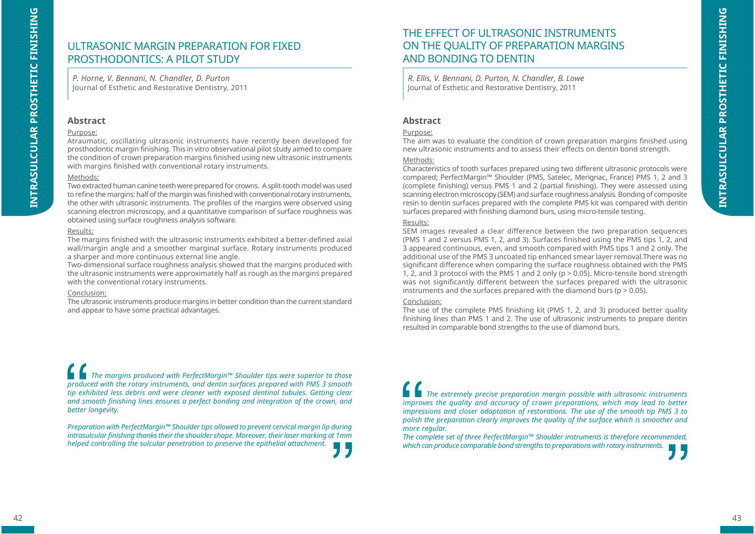## ULTRASONIC MARGIN PREPARATION FOR FIXED PROSTHODONTICS: A PILOT STUDY

*P. Horne, V. Bennani, N. Chandler, D. Purton*
Journal of Esthetic and Restorative Dentistry, 2011

### Abstract

Purpose:

Atraumatic, oscillating ultrasonic instruments have recently been developed for prosthodontic margin finishing. This in vitro observational pilot study aimed to compare the condition of crown preparation margins finished using new ultrasonic instruments with margins finished with conventional rotary instruments.

Methods:

Two extracted human canine teeth were prepared for crowns. A split-tooth model was used to refine the margins: half of the margin was finished with conventional rotary instruments, the other with ultrasonic instruments. The profiles of the margins were observed using scanning electron microscopy, and a quantitative comparison of surface roughness was obtained using surface roughness analysis software.

Results:

The margins finished with the ultrasonic instruments exhibited a better-defined axial wall/margin angle and a smoother marginal surface. Rotary instruments produced a sharper and more continuous external line angle.

Two-dimensional surface roughness analysis showed that the margins produced with the ultrasonic instruments were approximately half as rough as the margins prepared with the conventional rotary instruments.

Conclusion:

The ultrasonic instruments produce margins in better condition than the current standard and appear to have some practical advantages.

> *The margins produced with PerfectMargin™ Shoulder tips were superior to those produced with the rotary instruments, and dentin surfaces prepared with PMS 3 smooth tip exhibited less debris and were cleaner with exposed dentinal tubules. Getting clear and smooth finishing lines ensures a perfect bonding and integration of the crown, and better longevity.*
>
> *Preparation with PerfectMargin™ Shoulder tips allowed to prevent cervical margin lip during intrasulcular finishing thanks their the shoulder shape. Moreover, their laser marking at 1mm helped controlling the sulcular penetration to preserve the epithelial attachment.*

## THE EFFECT OF ULTRASONIC INSTRUMENTS ON THE QUALITY OF PREPARATION MARGINS AND BONDING TO DENTIN

*R. Ellis, V. Bennani, D. Purton, N. Chandler, B. Lowe*
Journal of Esthetic and Restorative Dentistry, 2011

### Abstract

Purpose:

The aim was to evaluate the condition of crown preparation margins finished using new ultrasonic instruments and to assess their effects on dentin bond strength.

Methods:

Characteristics of tooth surfaces prepared using two different ultrasonic protocols were compared; PerfectMargin™ Shoulder (PMS, Satelec, Merignac, France) PMS 1, 2 and 3 (complete finishing) versus PMS 1 and 2 (partial finishing). They were assessed using scanning electron microscopy (SEM) and surface roughness analysis. Bonding of composite resin to dentin surfaces prepared with the complete PMS kit was compared with dentin surfaces prepared with finishing diamond burs, using micro-tensile testing.

Results:

SEM images revealed a clear difference between the two preparation sequences (PMS 1 and 2 versus PMS 1, 2, and 3). Surfaces finished using the PMS tips 1, 2, and 3 appeared continuous, even, and smooth compared with PMS tips 1 and 2 only. The additional use of the PMS 3 uncoated tip enhanced smear layer removal.There was no significant difference when comparing the surface roughness obtained with the PMS 1, 2, and 3 protocol with the PMS 1 and 2 only ($p > 0.05$). Micro-tensile bond strength was not significantly different between the surfaces prepared with the ultrasonic instruments and the surfaces prepared with the diamond burs ($p > 0.05$).

Conclusion:

The use of the complete PMS finishing kit (PMS 1, 2, and 3) produced better quality finishing lines than PMS 1 and 2. The use of ultrasonic instruments to prepare dentin resulted in comparable bond strengths to the use of diamond burs.

> *The extremely precise preparation margin possible with ultrasonic instruments improves the quality and accuracy of crown preparations, which may lead to better impressions and closer adaptation of restorations. The use of the smooth tip PMS 3 to polish the preparation clearly improves the quality of the surface which is smoother and more regular.*
>
> *The complete set of three PerfectMargin™ Shoulder instruments is therefore recommended, which can produce comparable bond strengths to preparations with rotary instruments.*